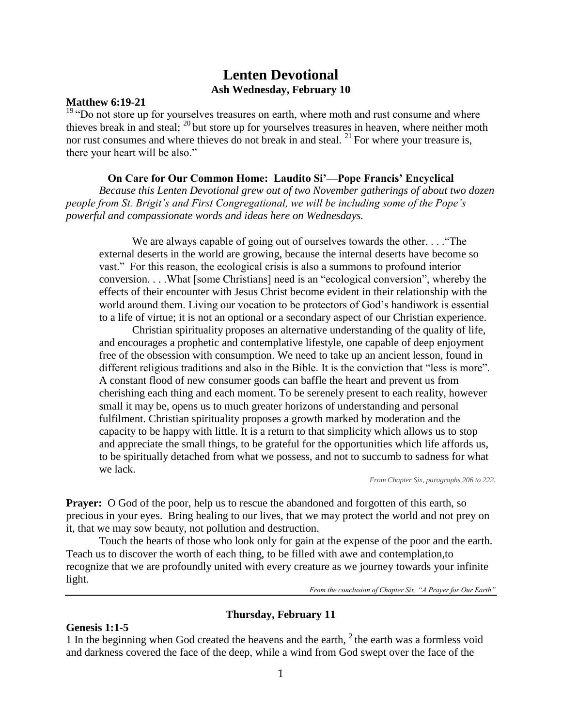# Lenten Devotional

## Ash Wednesday, February 10

**Matthew 6:19-21**

[19] "Do not store up for yourselves treasures on earth, where moth and rust consume and where thieves break in and steal; [20] but store up for yourselves treasures in heaven, where neither moth nor rust consumes and where thieves do not break in and steal. [21] For where your treasure is, there your heart will be also."

### On Care for Our Common Home: Laudito Si'—Pope Francis' Encyclical

*Because this Lenten Devotional grew out of two November gatherings of about two dozen people from St. Brigit's and First Congregational, we will be including some of the Pope's powerful and compassionate words and ideas here on Wednesdays.*

> We are always capable of going out of ourselves towards the other. . . ."The external deserts in the world are growing, because the internal deserts have become so vast." For this reason, the ecological crisis is also a summons to profound interior conversion. . . .What [some Christians] need is an "ecological conversion", whereby the effects of their encounter with Jesus Christ become evident in their relationship with the world around them. Living our vocation to be protectors of God's handiwork is essential to a life of virtue; it is not an optional or a secondary aspect of our Christian experience.
>
> Christian spirituality proposes an alternative understanding of the quality of life, and encourages a prophetic and contemplative lifestyle, one capable of deep enjoyment free of the obsession with consumption. We need to take up an ancient lesson, found in different religious traditions and also in the Bible. It is the conviction that "less is more". A constant flood of new consumer goods can baffle the heart and prevent us from cherishing each thing and each moment. To be serenely present to each reality, however small it may be, opens us to much greater horizons of understanding and personal fulfilment. Christian spirituality proposes a growth marked by moderation and the capacity to be happy with little. It is a return to that simplicity which allows us to stop and appreciate the small things, to be grateful for the opportunities which life affords us, to be spiritually detached from what we possess, and not to succumb to sadness for what we lack.
>
> *From Chapter Six, paragraphs 206 to 222.*

**Prayer:** O God of the poor, help us to rescue the abandoned and forgotten of this earth, so precious in your eyes. Bring healing to our lives, that we may protect the world and not prey on it, that we may sow beauty, not pollution and destruction.

Touch the hearts of those who look only for gain at the expense of the poor and the earth. Teach us to discover the worth of each thing, to be filled with awe and contemplation,to recognize that we are profoundly united with every creature as we journey towards your infinite light.

*From the conclusion of Chapter Six, "A Prayer for Our Earth"*

---

## Thursday, February 11

**Genesis 1:1-5**

1 In the beginning when God created the heavens and the earth, [2] the earth was a formless void and darkness covered the face of the deep, while a wind from God swept over the face of the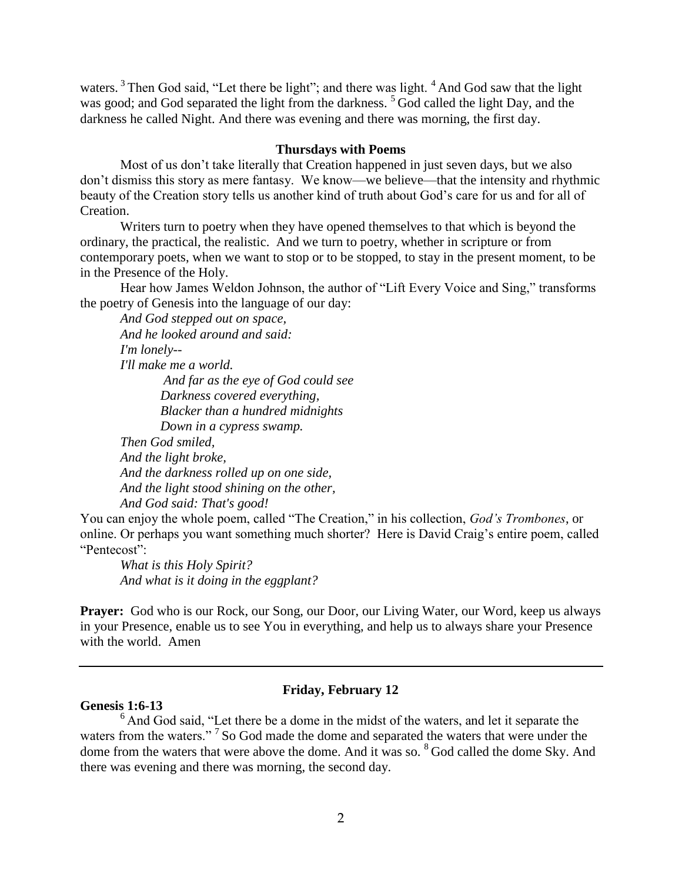waters. [3] Then God said, "Let there be light"; and there was light. [4] And God saw that the light was good; and God separated the light from the darkness. [5] God called the light Day, and the darkness he called Night. And there was evening and there was morning, the first day.

### Thursdays with Poems

Most of us don't take literally that Creation happened in just seven days, but we also don't dismiss this story as mere fantasy. We know—we believe—that the intensity and rhythmic beauty of the Creation story tells us another kind of truth about God's care for us and for all of Creation.

Writers turn to poetry when they have opened themselves to that which is beyond the ordinary, the practical, the realistic. And we turn to poetry, whether in scripture or from contemporary poets, when we want to stop or to be stopped, to stay in the present moment, to be in the Presence of the Holy.

Hear how James Weldon Johnson, the author of "Lift Every Voice and Sing," transforms the poetry of Genesis into the language of our day:

*And God stepped out on space,*
*And he looked around and said:*
*I'm lonely--*
*I'll make me a world.*
*And far as the eye of God could see*
*Darkness covered everything,*
*Blacker than a hundred midnights*
*Down in a cypress swamp.*
*Then God smiled,*
*And the light broke,*
*And the darkness rolled up on one side,*
*And the light stood shining on the other,*
*And God said: That's good!*

You can enjoy the whole poem, called "The Creation," in his collection, *God's Trombones*, or online. Or perhaps you want something much shorter? Here is David Craig's entire poem, called "Pentecost":

*What is this Holy Spirit?*
*And what is it doing in the eggplant?*

**Prayer:** God who is our Rock, our Song, our Door, our Living Water, our Word, keep us always in your Presence, enable us to see You in everything, and help us to always share your Presence with the world. Amen

---

### Friday, February 12

**Genesis 1:6-13**

[6] And God said, "Let there be a dome in the midst of the waters, and let it separate the waters from the waters." [7] So God made the dome and separated the waters that were under the dome from the waters that were above the dome. And it was so. [8] God called the dome Sky. And there was evening and there was morning, the second day.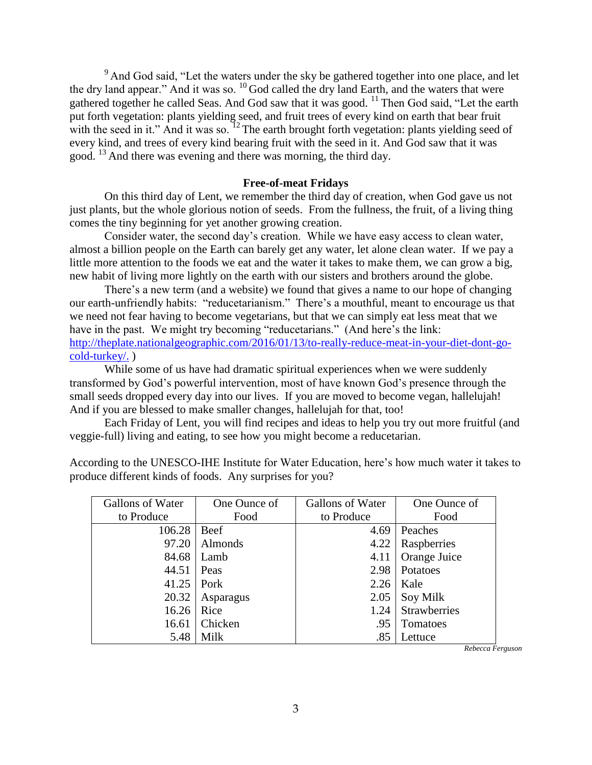[9] And God said, “Let the waters under the sky be gathered together into one place, and let the dry land appear.” And it was so. [10] God called the dry land Earth, and the waters that were gathered together he called Seas. And God saw that it was good. [11] Then God said, “Let the earth put forth vegetation: plants yielding seed, and fruit trees of every kind on earth that bear fruit with the seed in it.” And it was so. [12] The earth brought forth vegetation: plants yielding seed of every kind, and trees of every kind bearing fruit with the seed in it. And God saw that it was good. [13] And there was evening and there was morning, the third day.

**Free-of-meat Fridays**

On this third day of Lent, we remember the third day of creation, when God gave us not just plants, but the whole glorious notion of seeds. From the fullness, the fruit, of a living thing comes the tiny beginning for yet another growing creation.

Consider water, the second day’s creation. While we have easy access to clean water, almost a billion people on the Earth can barely get any water, let alone clean water. If we pay a little more attention to the foods we eat and the water it takes to make them, we can grow a big, new habit of living more lightly on the earth with our sisters and brothers around the globe.

There’s a new term (and a website) we found that gives a name to our hope of changing our earth-unfriendly habits: “reducetarianism.” There’s a mouthful, meant to encourage us that we need not fear having to become vegetarians, but that we can simply eat less meat that we have in the past. We might try becoming “reducetarians.” (And here’s the link: [http://theplate.nationalgeographic.com/2016/01/13/to-really-reduce-meat-in-your-diet-dont-go-cold-turkey/.](http://theplate.nationalgeographic.com/2016/01/13/to-really-reduce-meat-in-your-diet-dont-go-cold-turkey/) )

While some of us have had dramatic spiritual experiences when we were suddenly transformed by God’s powerful intervention, most of have known God’s presence through the small seeds dropped every day into our lives. If you are moved to become vegan, hallelujah! And if you are blessed to make smaller changes, hallelujah for that, too!

Each Friday of Lent, you will find recipes and ideas to help you try out more fruitful (and veggie-full) living and eating, to see how you might become a reducetarian.

According to the UNESCO-IHE Institute for Water Education, here’s how much water it takes to produce different kinds of foods. Any surprises for you?

| Gallons of Water to Produce | One Ounce of Food | Gallons of Water to Produce | One Ounce of Food |
|---:|---|---:|---|
| 106.28 | Beef | 4.69 | Peaches |
| 97.20 | Almonds | 4.22 | Raspberries |
| 84.68 | Lamb | 4.11 | Orange Juice |
| 44.51 | Peas | 2.98 | Potatoes |
| 41.25 | Pork | 2.26 | Kale |
| 20.32 | Asparagus | 2.05 | Soy Milk |
| 16.26 | Rice | 1.24 | Strawberries |
| 16.61 | Chicken | .95 | Tomatoes |
| 5.48 | Milk | .85 | Lettuce |

*Rebecca Ferguson*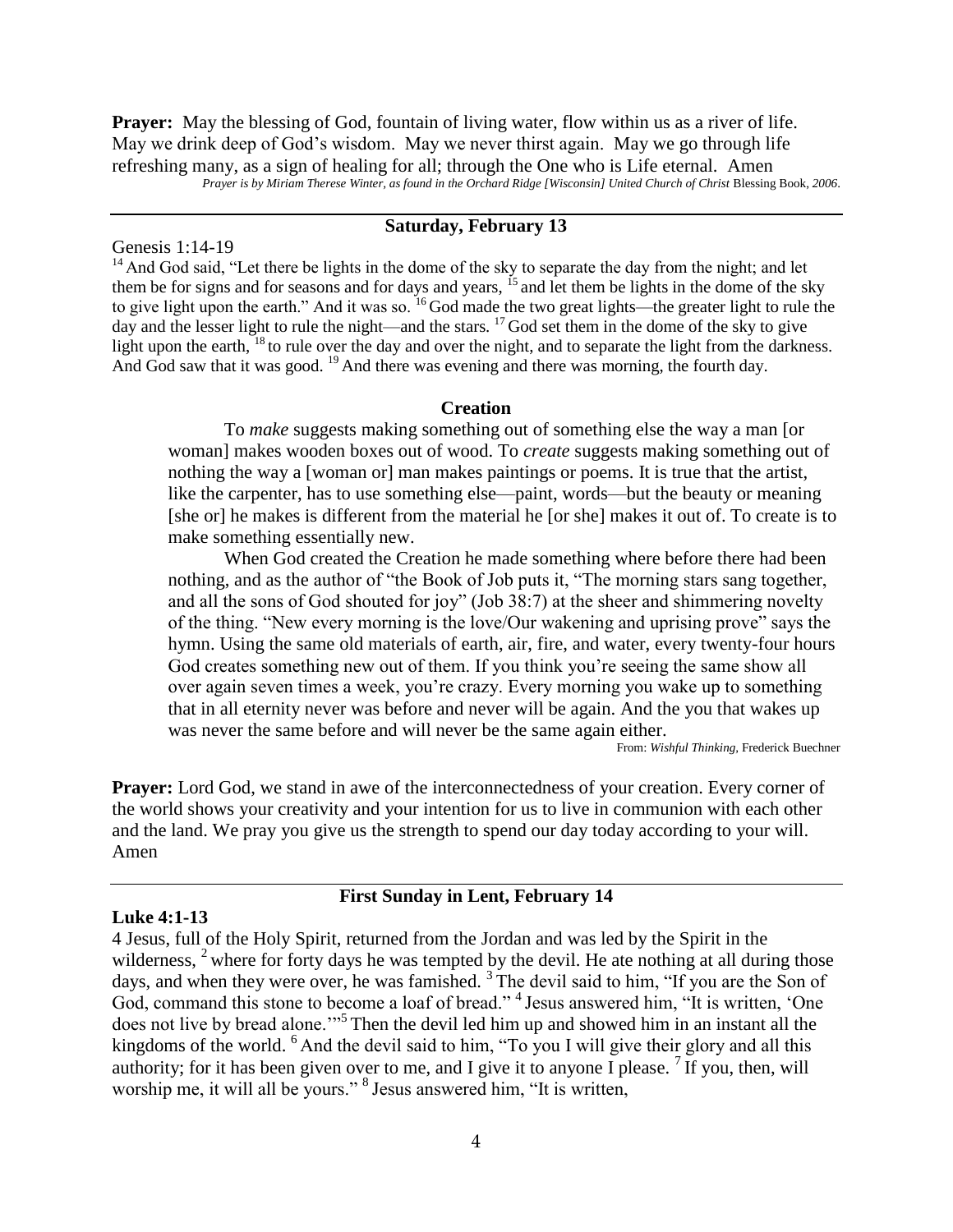**Prayer:** May the blessing of God, fountain of living water, flow within us as a river of life. May we drink deep of God's wisdom. May we never thirst again. May we go through life refreshing many, as a sign of healing for all; through the One who is Life eternal. Amen

*Prayer is by Miriam Therese Winter, as found in the Orchard Ridge [Wisconsin] United Church of Christ* Blessing Book, *2006*.

---

### Saturday, February 13

Genesis 1:14-19

[14] And God said, "Let there be lights in the dome of the sky to separate the day from the night; and let them be for signs and for seasons and for days and years, [15] and let them be lights in the dome of the sky to give light upon the earth." And it was so. [16] God made the two great lights—the greater light to rule the day and the lesser light to rule the night—and the stars. [17] God set them in the dome of the sky to give light upon the earth, [18] to rule over the day and over the night, and to separate the light from the darkness. And God saw that it was good. [19] And there was evening and there was morning, the fourth day.

#### Creation

To *make* suggests making something out of something else the way a man [or woman] makes wooden boxes out of wood. To *create* suggests making something out of nothing the way a [woman or] man makes paintings or poems. It is true that the artist, like the carpenter, has to use something else—paint, words—but the beauty or meaning [she or] he makes is different from the material he [or she] makes it out of. To create is to make something essentially new.

When God created the Creation he made something where before there had been nothing, and as the author of "the Book of Job puts it, "The morning stars sang together, and all the sons of God shouted for joy" (Job 38:7) at the sheer and shimmering novelty of the thing. "New every morning is the love/Our wakening and uprising prove" says the hymn. Using the same old materials of earth, air, fire, and water, every twenty-four hours God creates something new out of them. If you think you're seeing the same show all over again seven times a week, you're crazy. Every morning you wake up to something that in all eternity never was before and never will be again. And the you that wakes up was never the same before and will never be the same again either.

From: *Wishful Thinking*, Frederick Buechner

**Prayer:** Lord God, we stand in awe of the interconnectedness of your creation. Every corner of the world shows your creativity and your intention for us to live in communion with each other and the land. We pray you give us the strength to spend our day today according to your will. Amen

---

### First Sunday in Lent, February 14

**Luke 4:1-13**

4 Jesus, full of the Holy Spirit, returned from the Jordan and was led by the Spirit in the wilderness, [2] where for forty days he was tempted by the devil. He ate nothing at all during those days, and when they were over, he was famished. [3] The devil said to him, "If you are the Son of God, command this stone to become a loaf of bread." [4] Jesus answered him, "It is written, 'One does not live by bread alone.'" [5] Then the devil led him up and showed him in an instant all the kingdoms of the world. [6] And the devil said to him, "To you I will give their glory and all this authority; for it has been given over to me, and I give it to anyone I please. [7] If you, then, will worship me, it will all be yours." [8] Jesus answered him, "It is written,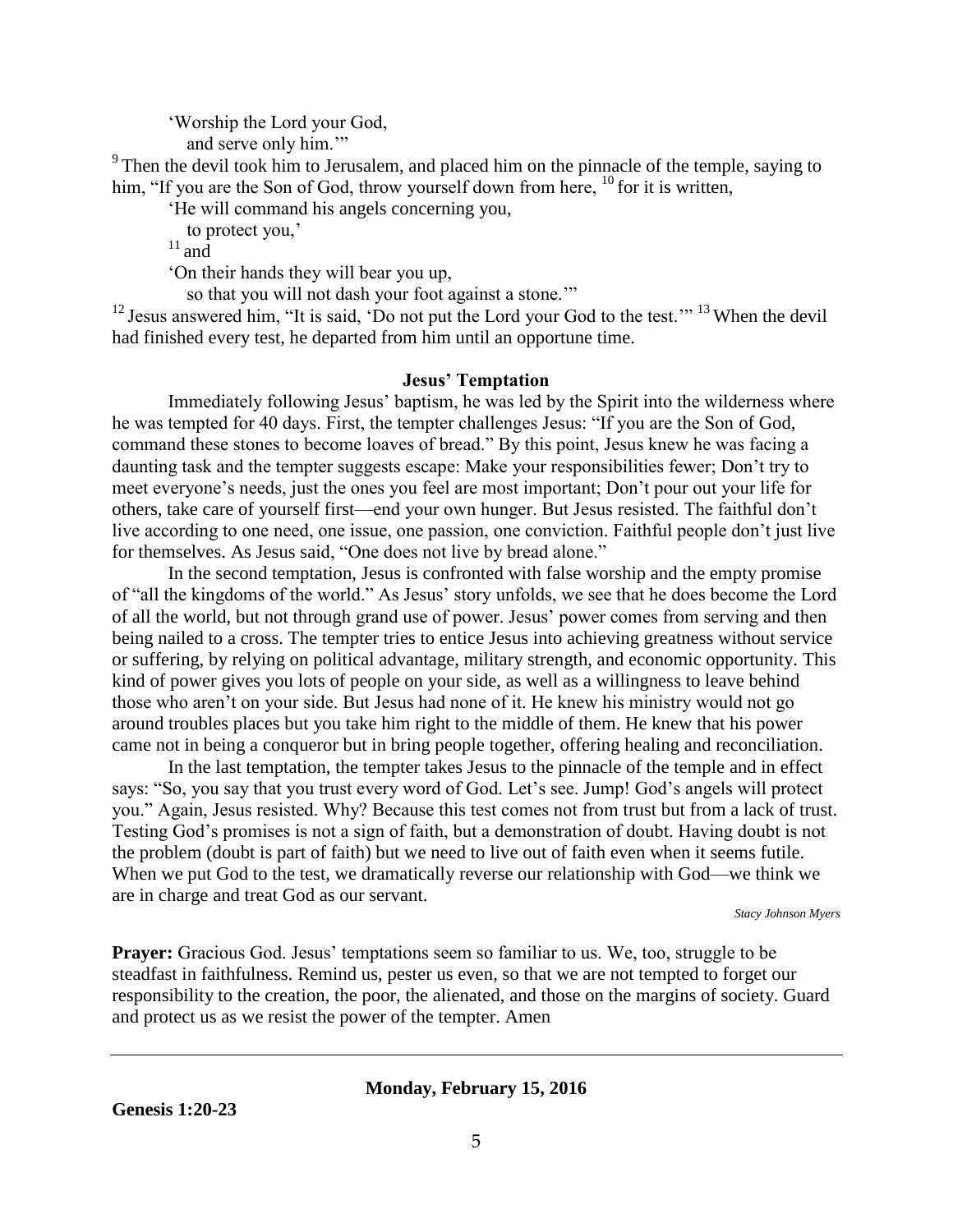'Worship the Lord your God,
  and serve only him.'"

[9] Then the devil took him to Jerusalem, and placed him on the pinnacle of the temple, saying to him, "If you are the Son of God, throw yourself down from here, [10] for it is written,

'He will command his angels concerning you,
  to protect you,'

[11] and

'On their hands they will bear you up,
  so that you will not dash your foot against a stone.'"

[12] Jesus answered him, "It is said, 'Do not put the Lord your God to the test.'" [13] When the devil had finished every test, he departed from him until an opportune time.

**Jesus' Temptation**

Immediately following Jesus' baptism, he was led by the Spirit into the wilderness where he was tempted for 40 days. First, the tempter challenges Jesus: "If you are the Son of God, command these stones to become loaves of bread." By this point, Jesus knew he was facing a daunting task and the tempter suggests escape: Make your responsibilities fewer; Don't try to meet everyone's needs, just the ones you feel are most important; Don't pour out your life for others, take care of yourself first—end your own hunger. But Jesus resisted. The faithful don't live according to one need, one issue, one passion, one conviction. Faithful people don't just live for themselves. As Jesus said, "One does not live by bread alone."

In the second temptation, Jesus is confronted with false worship and the empty promise of "all the kingdoms of the world." As Jesus' story unfolds, we see that he does become the Lord of all the world, but not through grand use of power. Jesus' power comes from serving and then being nailed to a cross. The tempter tries to entice Jesus into achieving greatness without service or suffering, by relying on political advantage, military strength, and economic opportunity. This kind of power gives you lots of people on your side, as well as a willingness to leave behind those who aren't on your side. But Jesus had none of it. He knew his ministry would not go around troubles places but you take him right to the middle of them. He knew that his power came not in being a conqueror but in bring people together, offering healing and reconciliation.

In the last temptation, the tempter takes Jesus to the pinnacle of the temple and in effect says: "So, you say that you trust every word of God. Let's see. Jump! God's angels will protect you." Again, Jesus resisted. Why? Because this test comes not from trust but from a lack of trust. Testing God's promises is not a sign of faith, but a demonstration of doubt. Having doubt is not the problem (doubt is part of faith) but we need to live out of faith even when it seems futile. When we put God to the test, we dramatically reverse our relationship with God—we think we are in charge and treat God as our servant.

*Stacy Johnson Myers*

**Prayer:** Gracious God. Jesus' temptations seem so familiar to us. We, too, struggle to be steadfast in faithfulness. Remind us, pester us even, so that we are not tempted to forget our responsibility to the creation, the poor, the alienated, and those on the margins of society. Guard and protect us as we resist the power of the tempter. Amen

---

**Monday, February 15, 2016**

**Genesis 1:20-23**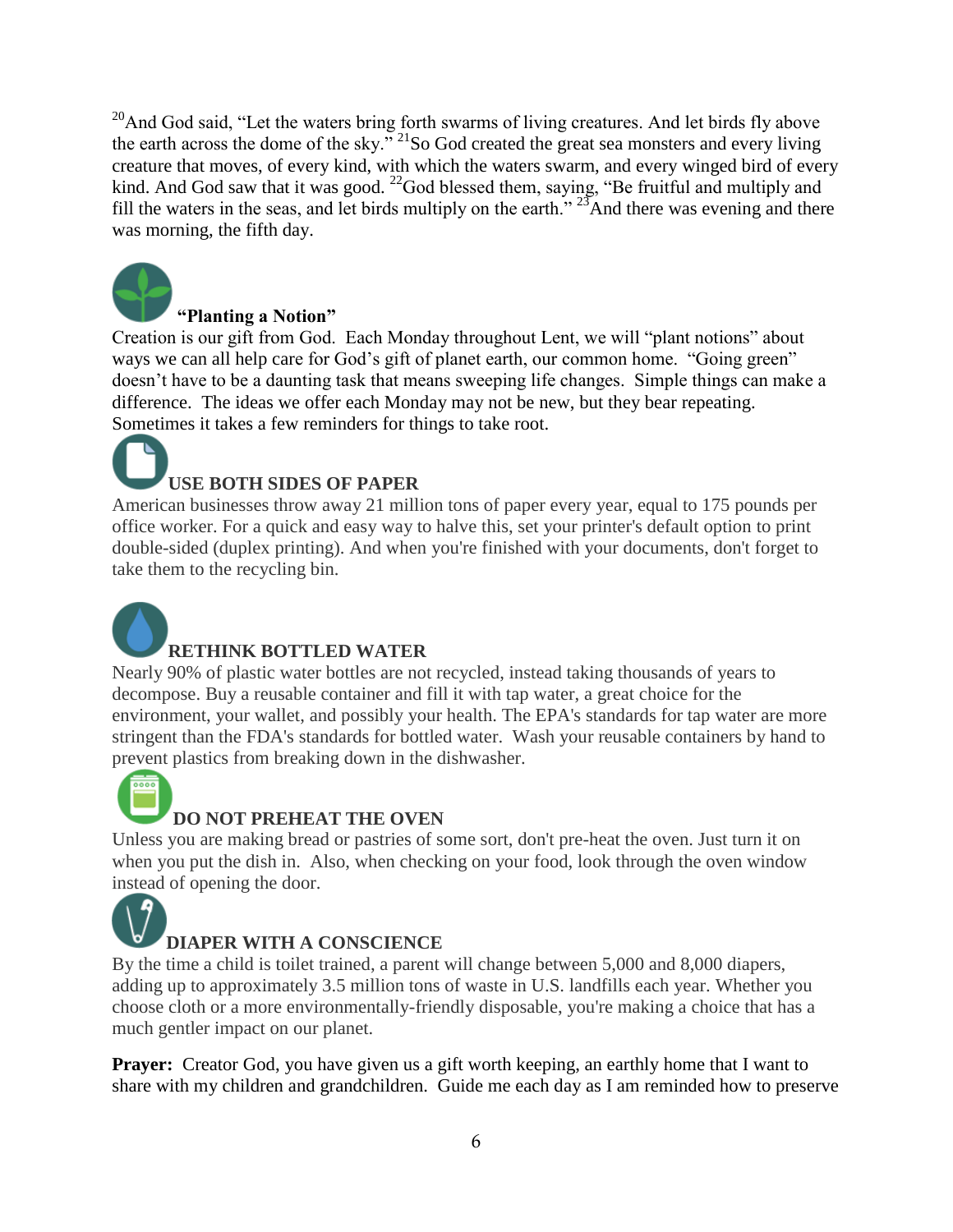[20]And God said, “Let the waters bring forth swarms of living creatures. And let birds fly above the earth across the dome of the sky.” [21]So God created the great sea monsters and every living creature that moves, of every kind, with which the waters swarm, and every winged bird of every kind. And God saw that it was good. [22]God blessed them, saying, “Be fruitful and multiply and fill the waters in the seas, and let birds multiply on the earth.” [23]And there was evening and there was morning, the fifth day.

**“Planting a Notion”**

Creation is our gift from God. Each Monday throughout Lent, we will “plant notions” about ways we can all help care for God’s gift of planet earth, our common home. “Going green” doesn’t have to be a daunting task that means sweeping life changes. Simple things can make a difference. The ideas we offer each Monday may not be new, but they bear repeating. Sometimes it takes a few reminders for things to take root.

**USE BOTH SIDES OF PAPER**

American businesses throw away 21 million tons of paper every year, equal to 175 pounds per office worker. For a quick and easy way to halve this, set your printer's default option to print double-sided (duplex printing). And when you're finished with your documents, don't forget to take them to the recycling bin.

**RETHINK BOTTLED WATER**

Nearly 90% of plastic water bottles are not recycled, instead taking thousands of years to decompose. Buy a reusable container and fill it with tap water, a great choice for the environment, your wallet, and possibly your health. The EPA's standards for tap water are more stringent than the FDA's standards for bottled water. Wash your reusable containers by hand to prevent plastics from breaking down in the dishwasher.

**DO NOT PREHEAT THE OVEN**

Unless you are making bread or pastries of some sort, don't pre-heat the oven. Just turn it on when you put the dish in. Also, when checking on your food, look through the oven window instead of opening the door.

**DIAPER WITH A CONSCIENCE**

By the time a child is toilet trained, a parent will change between 5,000 and 8,000 diapers, adding up to approximately 3.5 million tons of waste in U.S. landfills each year. Whether you choose cloth or a more environmentally-friendly disposable, you're making a choice that has a much gentler impact on our planet.

**Prayer:** Creator God, you have given us a gift worth keeping, an earthly home that I want to share with my children and grandchildren. Guide me each day as I am reminded how to preserve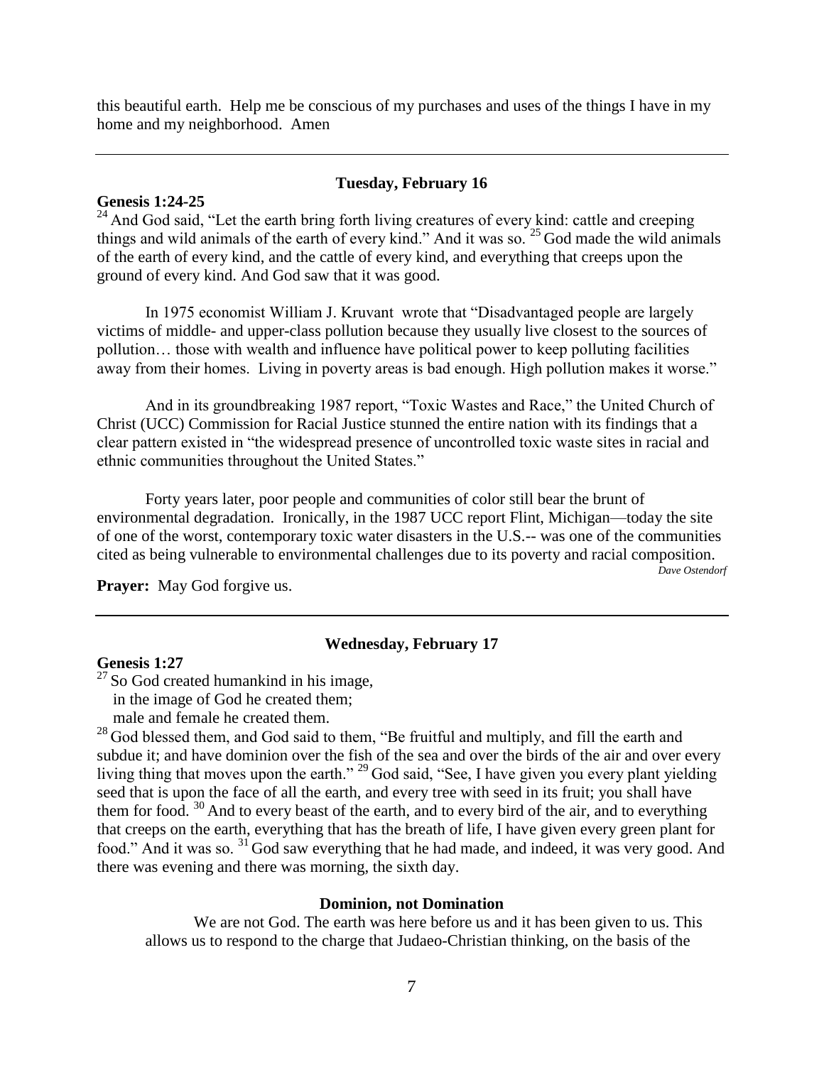this beautiful earth. Help me be conscious of my purchases and uses of the things I have in my home and my neighborhood. Amen

---

### Tuesday, February 16

**Genesis 1:24-25**

[24] And God said, "Let the earth bring forth living creatures of every kind: cattle and creeping things and wild animals of the earth of every kind." And it was so. [25] God made the wild animals of the earth of every kind, and the cattle of every kind, and everything that creeps upon the ground of every kind. And God saw that it was good.

In 1975 economist William J. Kruvant wrote that "Disadvantaged people are largely victims of middle- and upper-class pollution because they usually live closest to the sources of pollution… those with wealth and influence have political power to keep polluting facilities away from their homes. Living in poverty areas is bad enough. High pollution makes it worse."

And in its groundbreaking 1987 report, "Toxic Wastes and Race," the United Church of Christ (UCC) Commission for Racial Justice stunned the entire nation with its findings that a clear pattern existed in "the widespread presence of uncontrolled toxic waste sites in racial and ethnic communities throughout the United States."

Forty years later, poor people and communities of color still bear the brunt of environmental degradation. Ironically, in the 1987 UCC report Flint, Michigan—today the site of one of the worst, contemporary toxic water disasters in the U.S.-- was one of the communities cited as being vulnerable to environmental challenges due to its poverty and racial composition.

*Dave Ostendorf*

**Prayer:** May God forgive us.

---

### Wednesday, February 17

**Genesis 1:27**

[27] So God created humankind in his image,
in the image of God he created them;
male and female he created them.

[28] God blessed them, and God said to them, "Be fruitful and multiply, and fill the earth and subdue it; and have dominion over the fish of the sea and over the birds of the air and over every living thing that moves upon the earth." [29] God said, "See, I have given you every plant yielding seed that is upon the face of all the earth, and every tree with seed in its fruit; you shall have them for food. [30] And to every beast of the earth, and to every bird of the air, and to everything that creeps on the earth, everything that has the breath of life, I have given every green plant for food." And it was so. [31] God saw everything that he had made, and indeed, it was very good. And there was evening and there was morning, the sixth day.

**Dominion, not Domination**

We are not God. The earth was here before us and it has been given to us. This allows us to respond to the charge that Judaeo-Christian thinking, on the basis of the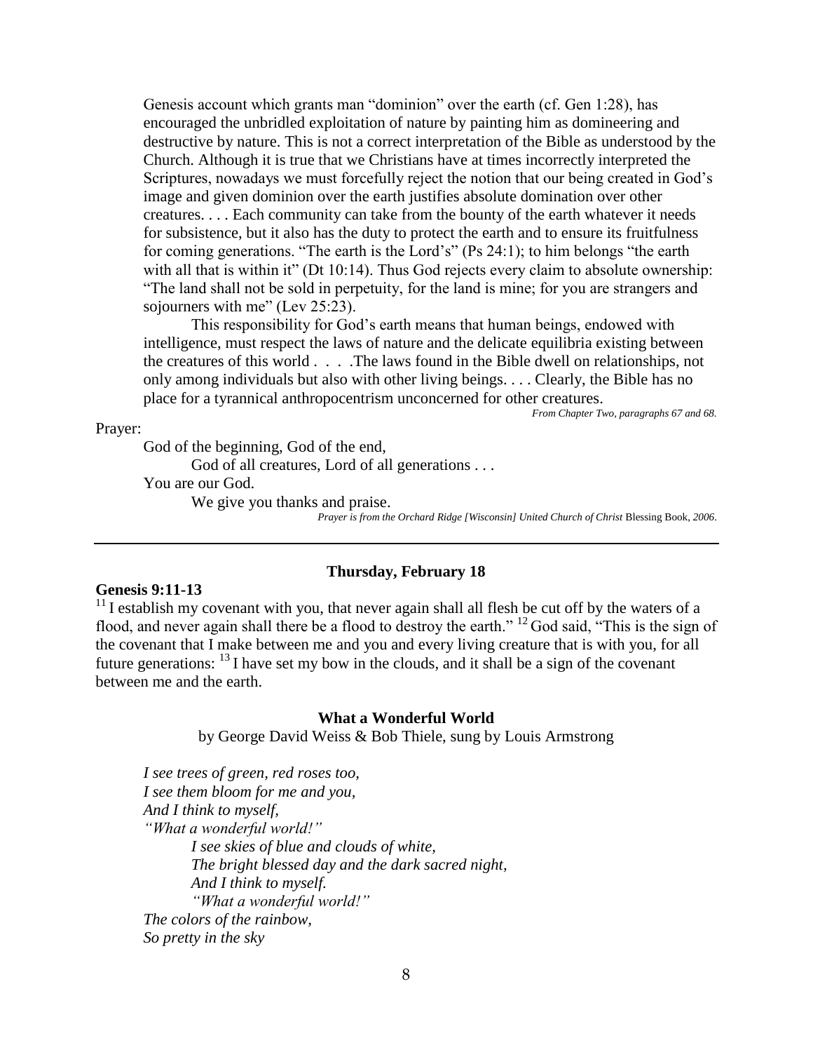Genesis account which grants man "dominion" over the earth (cf. Gen 1:28), has encouraged the unbridled exploitation of nature by painting him as domineering and destructive by nature. This is not a correct interpretation of the Bible as understood by the Church. Although it is true that we Christians have at times incorrectly interpreted the Scriptures, nowadays we must forcefully reject the notion that our being created in God's image and given dominion over the earth justifies absolute domination over other creatures. . . . Each community can take from the bounty of the earth whatever it needs for subsistence, but it also has the duty to protect the earth and to ensure its fruitfulness for coming generations. "The earth is the Lord's" (Ps 24:1); to him belongs "the earth with all that is within it" (Dt 10:14). Thus God rejects every claim to absolute ownership: "The land shall not be sold in perpetuity, for the land is mine; for you are strangers and sojourners with me" (Lev 25:23).

This responsibility for God's earth means that human beings, endowed with intelligence, must respect the laws of nature and the delicate equilibria existing between the creatures of this world . . . .The laws found in the Bible dwell on relationships, not only among individuals but also with other living beings. . . . Clearly, the Bible has no place for a tyrannical anthropocentrism unconcerned for other creatures.

*From Chapter Two, paragraphs 67 and 68.*

Prayer:

God of the beginning, God of the end,
God of all creatures, Lord of all generations . . .
You are our God.
We give you thanks and praise.

*Prayer is from the Orchard Ridge [Wisconsin] United Church of Christ* Blessing Book, *2006*.

---

## Thursday, February 18

**Genesis 9:11-13**

[11] I establish my covenant with you, that never again shall all flesh be cut off by the waters of a flood, and never again shall there be a flood to destroy the earth." [12] God said, "This is the sign of the covenant that I make between me and you and every living creature that is with you, for all future generations: [13] I have set my bow in the clouds, and it shall be a sign of the covenant between me and the earth.

### What a Wonderful World

by George David Weiss & Bob Thiele, sung by Louis Armstrong

*I see trees of green, red roses too,*
*I see them bloom for me and you,*
*And I think to myself,*
*"What a wonderful world!"*
*I see skies of blue and clouds of white,*
*The bright blessed day and the dark sacred night,*
*And I think to myself.*
*"What a wonderful world!"*
*The colors of the rainbow,*
*So pretty in the sky*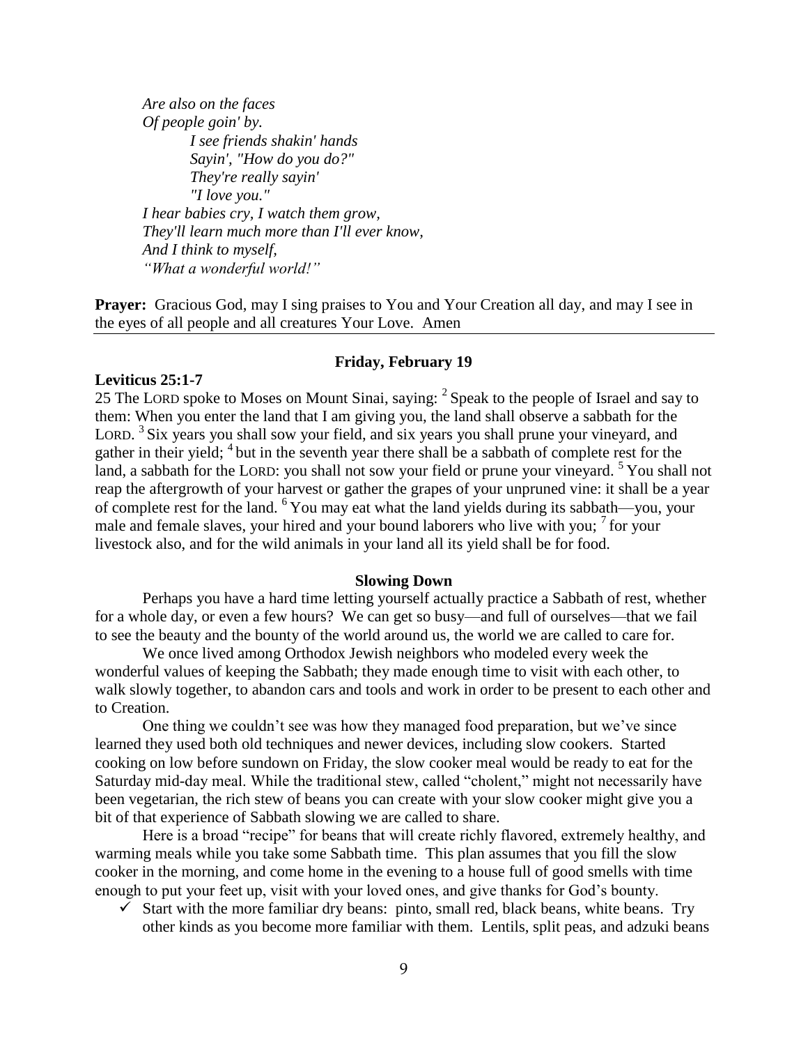*Are also on the faces*
*Of people goin' by.*
*I see friends shakin' hands*
*Sayin', "How do you do?"*
*They're really sayin'*
*"I love you."*
*I hear babies cry, I watch them grow,*
*They'll learn much more than I'll ever know,*
*And I think to myself,*
*"What a wonderful world!"*

**Prayer:** Gracious God, may I sing praises to You and Your Creation all day, and may I see in the eyes of all people and all creatures Your Love. Amen

---

### Friday, February 19

**Leviticus 25:1-7**

25 The LORD spoke to Moses on Mount Sinai, saying: [2] Speak to the people of Israel and say to them: When you enter the land that I am giving you, the land shall observe a sabbath for the LORD. [3] Six years you shall sow your field, and six years you shall prune your vineyard, and gather in their yield; [4] but in the seventh year there shall be a sabbath of complete rest for the land, a sabbath for the LORD: you shall not sow your field or prune your vineyard. [5] You shall not reap the aftergrowth of your harvest or gather the grapes of your unpruned vine: it shall be a year of complete rest for the land. [6] You may eat what the land yields during its sabbath—you, your male and female slaves, your hired and your bound laborers who live with you; [7] for your livestock also, and for the wild animals in your land all its yield shall be for food.

#### Slowing Down

Perhaps you have a hard time letting yourself actually practice a Sabbath of rest, whether for a whole day, or even a few hours? We can get so busy—and full of ourselves—that we fail to see the beauty and the bounty of the world around us, the world we are called to care for.

We once lived among Orthodox Jewish neighbors who modeled every week the wonderful values of keeping the Sabbath; they made enough time to visit with each other, to walk slowly together, to abandon cars and tools and work in order to be present to each other and to Creation.

One thing we couldn't see was how they managed food preparation, but we've since learned they used both old techniques and newer devices, including slow cookers. Started cooking on low before sundown on Friday, the slow cooker meal would be ready to eat for the Saturday mid-day meal. While the traditional stew, called "cholent," might not necessarily have been vegetarian, the rich stew of beans you can create with your slow cooker might give you a bit of that experience of Sabbath slowing we are called to share.

Here is a broad "recipe" for beans that will create richly flavored, extremely healthy, and warming meals while you take some Sabbath time. This plan assumes that you fill the slow cooker in the morning, and come home in the evening to a house full of good smells with time enough to put your feet up, visit with your loved ones, and give thanks for God's bounty.

- ✓ Start with the more familiar dry beans: pinto, small red, black beans, white beans. Try other kinds as you become more familiar with them. Lentils, split peas, and adzuki beans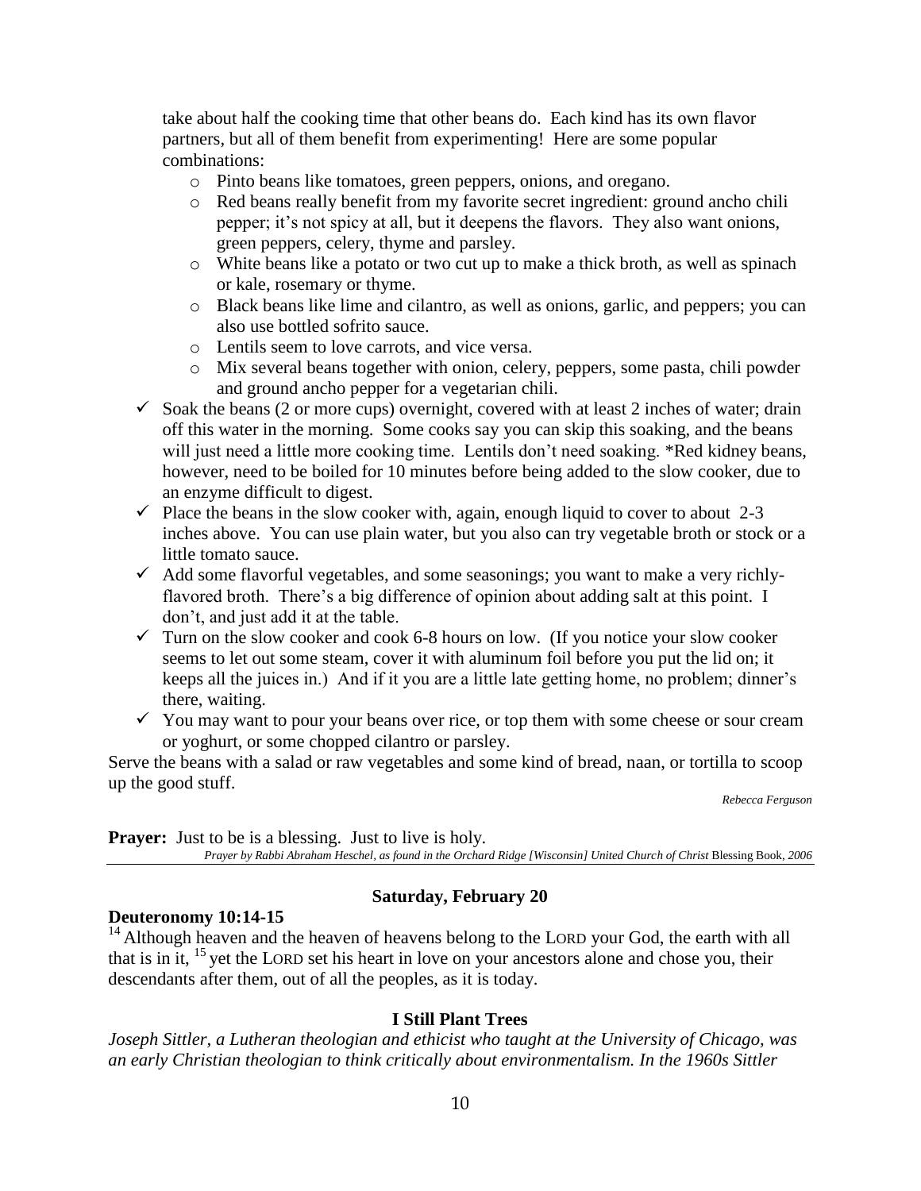take about half the cooking time that other beans do. Each kind has its own flavor partners, but all of them benefit from experimenting! Here are some popular combinations:

- Pinto beans like tomatoes, green peppers, onions, and oregano.
- Red beans really benefit from my favorite secret ingredient: ground ancho chili pepper; it's not spicy at all, but it deepens the flavors. They also want onions, green peppers, celery, thyme and parsley.
- White beans like a potato or two cut up to make a thick broth, as well as spinach or kale, rosemary or thyme.
- Black beans like lime and cilantro, as well as onions, garlic, and peppers; you can also use bottled sofrito sauce.
- Lentils seem to love carrots, and vice versa.
- Mix several beans together with onion, celery, peppers, some pasta, chili powder and ground ancho pepper for a vegetarian chili.

✓ Soak the beans (2 or more cups) overnight, covered with at least 2 inches of water; drain off this water in the morning. Some cooks say you can skip this soaking, and the beans will just need a little more cooking time. Lentils don't need soaking. *Red kidney beans, however, need to be boiled for 10 minutes before being added to the slow cooker, due to an enzyme difficult to digest.

✓ Place the beans in the slow cooker with, again, enough liquid to cover to about 2-3 inches above. You can use plain water, but you also can try vegetable broth or stock or a little tomato sauce.

✓ Add some flavorful vegetables, and some seasonings; you want to make a very richly-flavored broth. There's a big difference of opinion about adding salt at this point. I don't, and just add it at the table.

✓ Turn on the slow cooker and cook 6-8 hours on low. (If you notice your slow cooker seems to let out some steam, cover it with aluminum foil before you put the lid on; it keeps all the juices in.) And if it you are a little late getting home, no problem; dinner's there, waiting.

✓ You may want to pour your beans over rice, or top them with some cheese or sour cream or yoghurt, or some chopped cilantro or parsley.

Serve the beans with a salad or raw vegetables and some kind of bread, naan, or tortilla to scoop up the good stuff.

*Rebecca Ferguson*

**Prayer:** Just to be is a blessing. Just to live is holy.

*Prayer by Rabbi Abraham Heschel, as found in the Orchard Ridge [Wisconsin] United Church of Christ* Blessing Book, *2006*

---

## Saturday, February 20

**Deuteronomy 10:14-15**

[14] Although heaven and the heaven of heavens belong to the LORD your God, the earth with all that is in it, [15] yet the LORD set his heart in love on your ancestors alone and chose you, their descendants after them, out of all the peoples, as it is today.

### I Still Plant Trees

*Joseph Sittler, a Lutheran theologian and ethicist who taught at the University of Chicago, was an early Christian theologian to think critically about environmentalism. In the 1960s Sittler*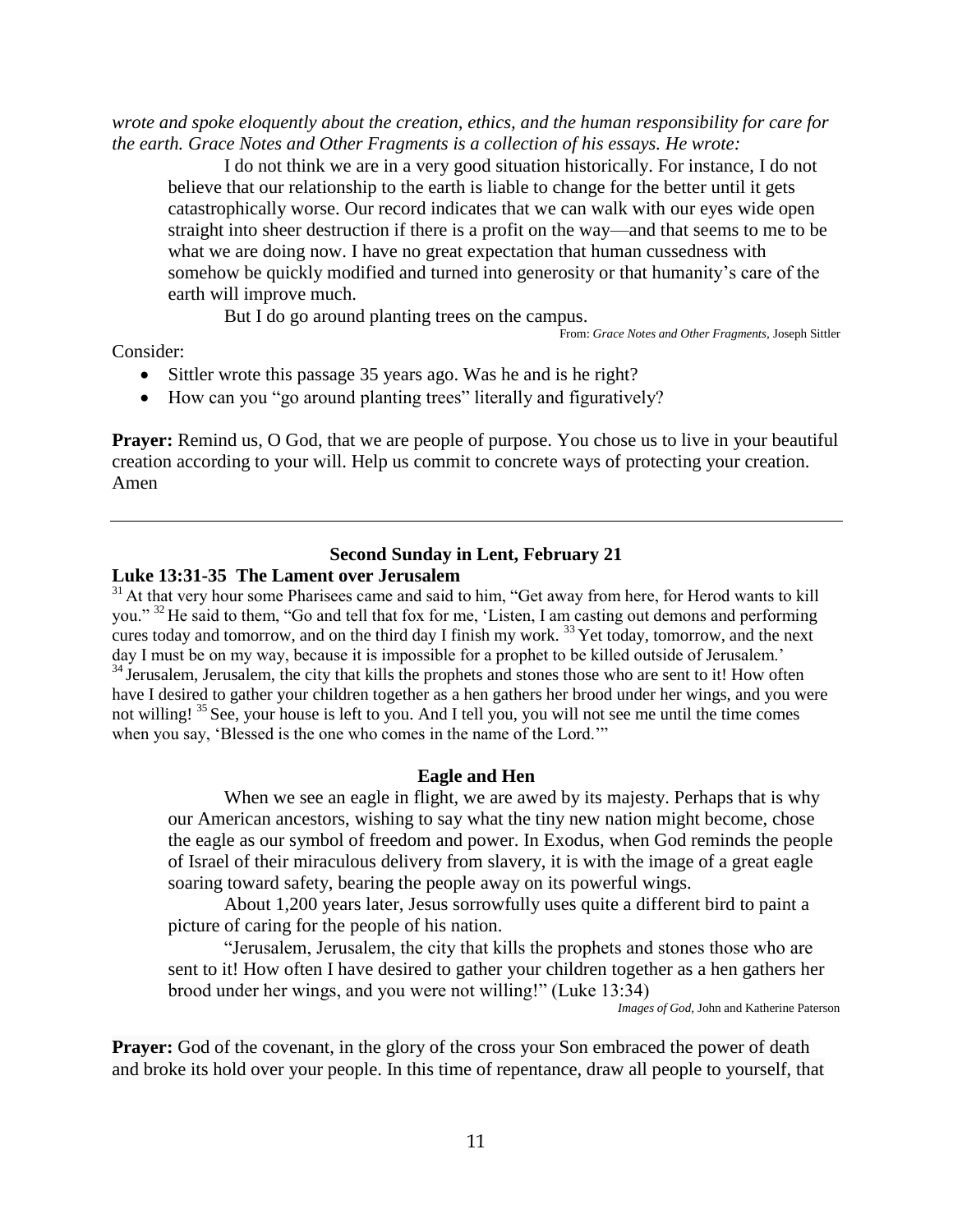*wrote and spoke eloquently about the creation, ethics, and the human responsibility for care for the earth. Grace Notes and Other Fragments is a collection of his essays. He wrote:*

> I do not think we are in a very good situation historically. For instance, I do not believe that our relationship to the earth is liable to change for the better until it gets catastrophically worse. Our record indicates that we can walk with our eyes wide open straight into sheer destruction if there is a profit on the way—and that seems to me to be what we are doing now. I have no great expectation that human cussedness with somehow be quickly modified and turned into generosity or that humanity's care of the earth will improve much.
>
> But I do go around planting trees on the campus.
>
> From: *Grace Notes and Other Fragments*, Joseph Sittler

Consider:

- Sittler wrote this passage 35 years ago. Was he and is he right?
- How can you "go around planting trees" literally and figuratively?

**Prayer:** Remind us, O God, that we are people of purpose. You chose us to live in your beautiful creation according to your will. Help us commit to concrete ways of protecting your creation. Amen

---

### Second Sunday in Lent, February 21

**Luke 13:31-35 The Lament over Jerusalem**

[31] At that very hour some Pharisees came and said to him, "Get away from here, for Herod wants to kill you." [32] He said to them, "Go and tell that fox for me, 'Listen, I am casting out demons and performing cures today and tomorrow, and on the third day I finish my work. [33] Yet today, tomorrow, and the next day I must be on my way, because it is impossible for a prophet to be killed outside of Jerusalem.' [34] Jerusalem, Jerusalem, the city that kills the prophets and stones those who are sent to it! How often have I desired to gather your children together as a hen gathers her brood under her wings, and you were not willing! [35] See, your house is left to you. And I tell you, you will not see me until the time comes when you say, 'Blessed is the one who comes in the name of the Lord.'"

**Eagle and Hen**

> When we see an eagle in flight, we are awed by its majesty. Perhaps that is why our American ancestors, wishing to say what the tiny new nation might become, chose the eagle as our symbol of freedom and power. In Exodus, when God reminds the people of Israel of their miraculous delivery from slavery, it is with the image of a great eagle soaring toward safety, bearing the people away on its powerful wings.
>
> About 1,200 years later, Jesus sorrowfully uses quite a different bird to paint a picture of caring for the people of his nation.
>
> "Jerusalem, Jerusalem, the city that kills the prophets and stones those who are sent to it! How often I have desired to gather your children together as a hen gathers her brood under her wings, and you were not willing!" (Luke 13:34)
>
> *Images of God*, John and Katherine Paterson

**Prayer:** God of the covenant, in the glory of the cross your Son embraced the power of death and broke its hold over your people. In this time of repentance, draw all people to yourself, that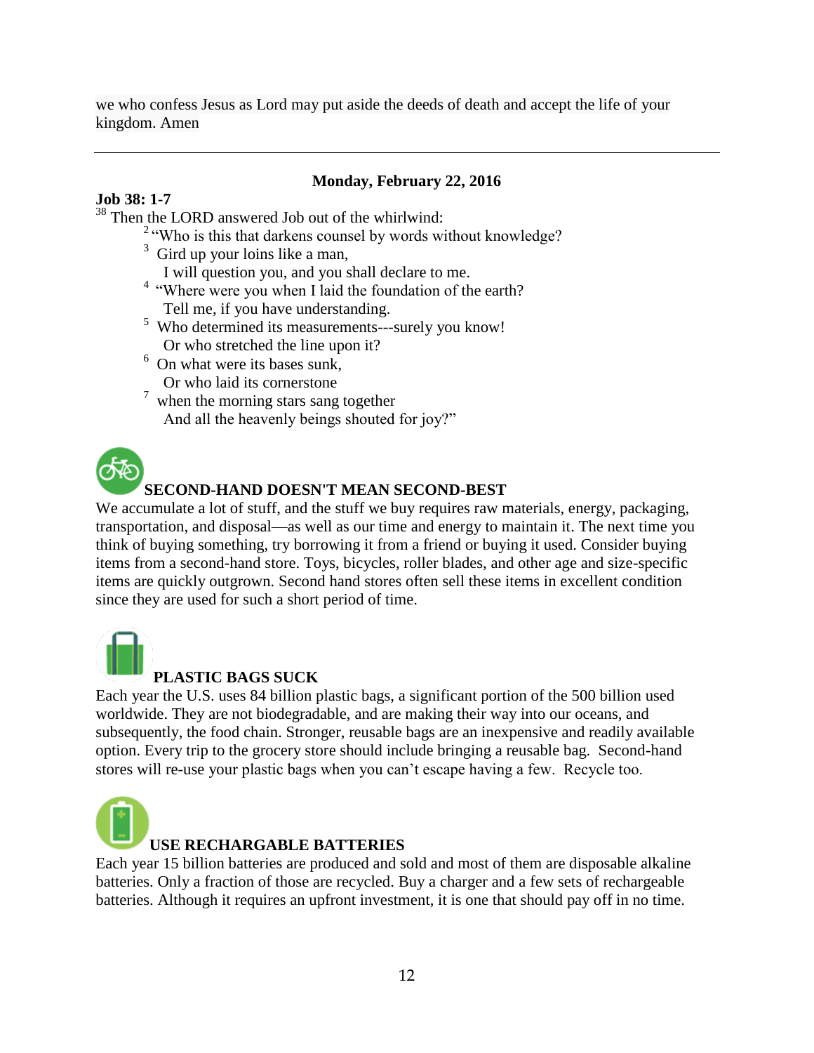we who confess Jesus as Lord may put aside the deeds of death and accept the life of your kingdom. Amen

---

**Monday, February 22, 2016**

**Job 38: 1-7**

[38] Then the LORD answered Job out of the whirlwind:

[2] "Who is this that darkens counsel by words without knowledge?
[3] Gird up your loins like a man,
I will question you, and you shall declare to me.
[4] "Where were you when I laid the foundation of the earth?
Tell me, if you have understanding.
[5] Who determined its measurements---surely you know!
Or who stretched the line upon it?
[6] On what were its bases sunk,
Or who laid its cornerstone
[7] when the morning stars sang together
And all the heavenly beings shouted for joy?"

**SECOND-HAND DOESN'T MEAN SECOND-BEST**

We accumulate a lot of stuff, and the stuff we buy requires raw materials, energy, packaging, transportation, and disposal—as well as our time and energy to maintain it. The next time you think of buying something, try borrowing it from a friend or buying it used. Consider buying items from a second-hand store. Toys, bicycles, roller blades, and other age and size-specific items are quickly outgrown. Second hand stores often sell these items in excellent condition since they are used for such a short period of time.

**PLASTIC BAGS SUCK**

Each year the U.S. uses 84 billion plastic bags, a significant portion of the 500 billion used worldwide. They are not biodegradable, and are making their way into our oceans, and subsequently, the food chain. Stronger, reusable bags are an inexpensive and readily available option. Every trip to the grocery store should include bringing a reusable bag. Second-hand stores will re-use your plastic bags when you can't escape having a few. Recycle too.

**USE RECHARGABLE BATTERIES**

Each year 15 billion batteries are produced and sold and most of them are disposable alkaline batteries. Only a fraction of those are recycled. Buy a charger and a few sets of rechargeable batteries. Although it requires an upfront investment, it is one that should pay off in no time.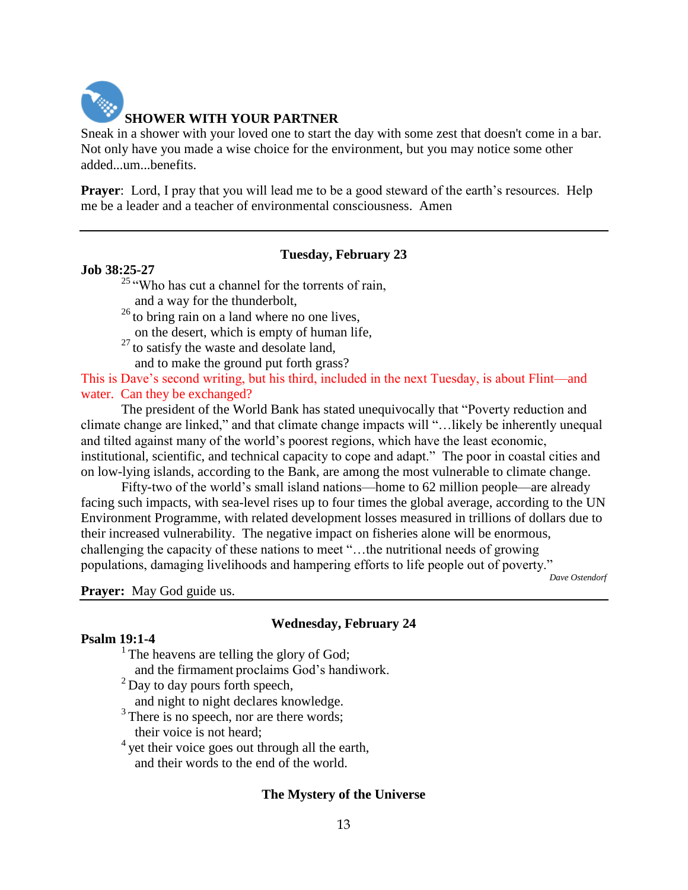## SHOWER WITH YOUR PARTNER

Sneak in a shower with your loved one to start the day with some zest that doesn't come in a bar. Not only have you made a wise choice for the environment, but you may notice some other added...um...benefits.

**Prayer**: Lord, I pray that you will lead me to be a good steward of the earth's resources. Help me be a leader and a teacher of environmental consciousness. Amen

---

### Tuesday, February 23

**Job 38:25-27**

[25] "Who has cut a channel for the torrents of rain,
and a way for the thunderbolt,
[26] to bring rain on a land where no one lives,
on the desert, which is empty of human life,
[27] to satisfy the waste and desolate land,
and to make the ground put forth grass?

This is Dave's second writing, but his third, included in the next Tuesday, is about Flint—and water. Can they be exchanged?

The president of the World Bank has stated unequivocally that "Poverty reduction and climate change are linked," and that climate change impacts will "…likely be inherently unequal and tilted against many of the world's poorest regions, which have the least economic, institutional, scientific, and technical capacity to cope and adapt." The poor in coastal cities and on low-lying islands, according to the Bank, are among the most vulnerable to climate change.

Fifty-two of the world's small island nations—home to 62 million people—are already facing such impacts, with sea-level rises up to four times the global average, according to the UN Environment Programme, with related development losses measured in trillions of dollars due to their increased vulnerability. The negative impact on fisheries alone will be enormous, challenging the capacity of these nations to meet "…the nutritional needs of growing populations, damaging livelihoods and hampering efforts to life people out of poverty."

*Dave Ostendorf*

**Prayer:** May God guide us.

---

### Wednesday, February 24

**Psalm 19:1-4**

[1] The heavens are telling the glory of God;
and the firmament proclaims God's handiwork.
[2] Day to day pours forth speech,
and night to night declares knowledge.
[3] There is no speech, nor are there words;
their voice is not heard;
[4] yet their voice goes out through all the earth,
and their words to the end of the world.

**The Mystery of the Universe**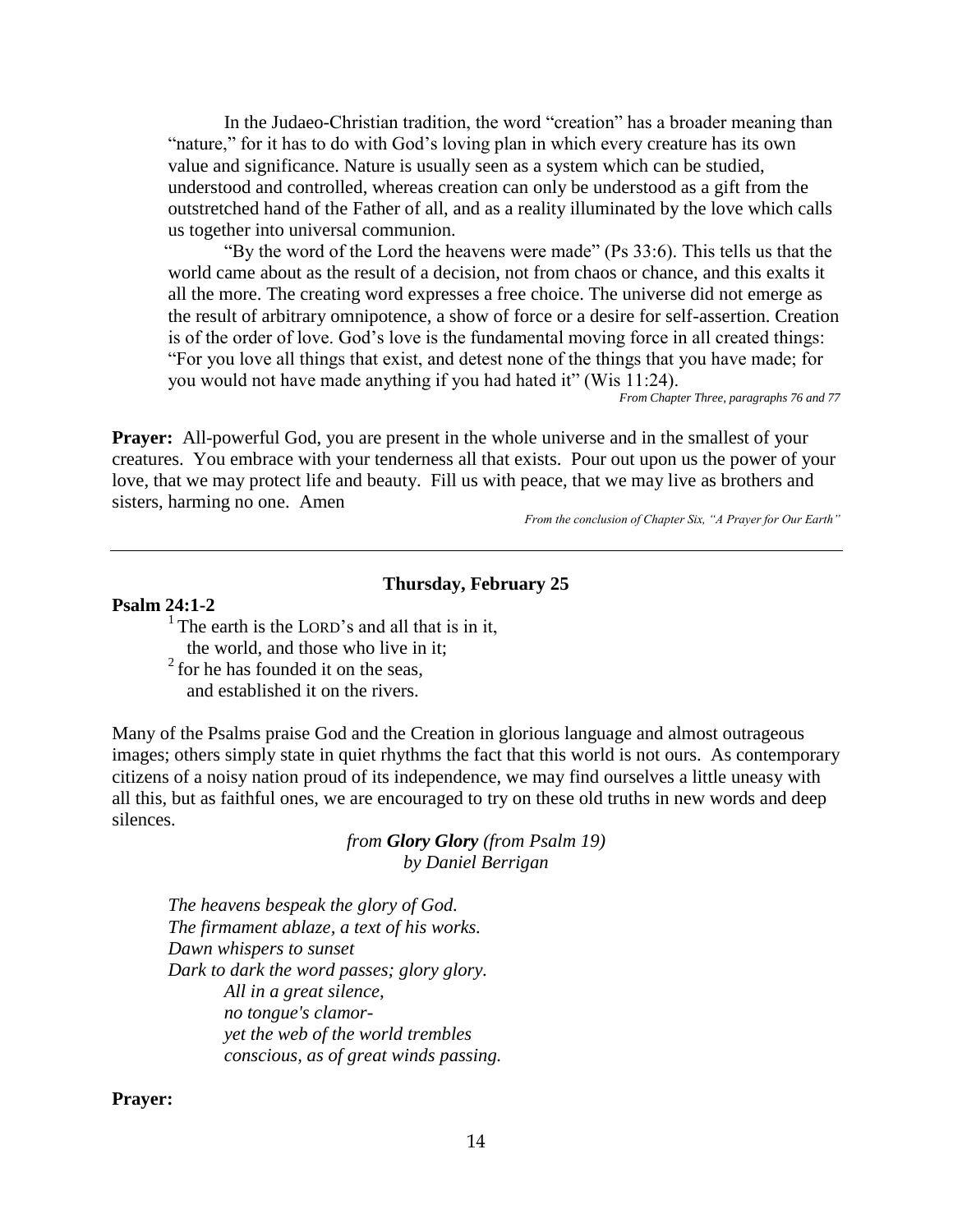In the Judaeo-Christian tradition, the word "creation" has a broader meaning than "nature," for it has to do with God's loving plan in which every creature has its own value and significance. Nature is usually seen as a system which can be studied, understood and controlled, whereas creation can only be understood as a gift from the outstretched hand of the Father of all, and as a reality illuminated by the love which calls us together into universal communion.

"By the word of the Lord the heavens were made" (Ps 33:6). This tells us that the world came about as the result of a decision, not from chaos or chance, and this exalts it all the more. The creating word expresses a free choice. The universe did not emerge as the result of arbitrary omnipotence, a show of force or a desire for self-assertion. Creation is of the order of love. God's love is the fundamental moving force in all created things: "For you love all things that exist, and detest none of the things that you have made; for you would not have made anything if you had hated it" (Wis 11:24).

*From Chapter Three, paragraphs 76 and 77*

**Prayer:** All-powerful God, you are present in the whole universe and in the smallest of your creatures. You embrace with your tenderness all that exists. Pour out upon us the power of your love, that we may protect life and beauty. Fill us with peace, that we may live as brothers and sisters, harming no one. Amen

*From the conclusion of Chapter Six, "A Prayer for Our Earth"*

---

## Thursday, February 25

**Psalm 24:1-2**

[1] The earth is the LORD's and all that is in it,
the world, and those who live in it;
[2] for he has founded it on the seas,
and established it on the rivers.

Many of the Psalms praise God and the Creation in glorious language and almost outrageous images; others simply state in quiet rhythms the fact that this world is not ours. As contemporary citizens of a noisy nation proud of its independence, we may find ourselves a little uneasy with all this, but as faithful ones, we are encouraged to try on these old truths in new words and deep silences.

*from **Glory Glory** (from Psalm 19)*
*by Daniel Berrigan*

*The heavens bespeak the glory of God.*
*The firmament ablaze, a text of his works.*
*Dawn whispers to sunset*
*Dark to dark the word passes; glory glory.*
*All in a great silence,*
*no tongue's clamor-*
*yet the web of the world trembles*
*conscious, as of great winds passing.*

**Prayer:**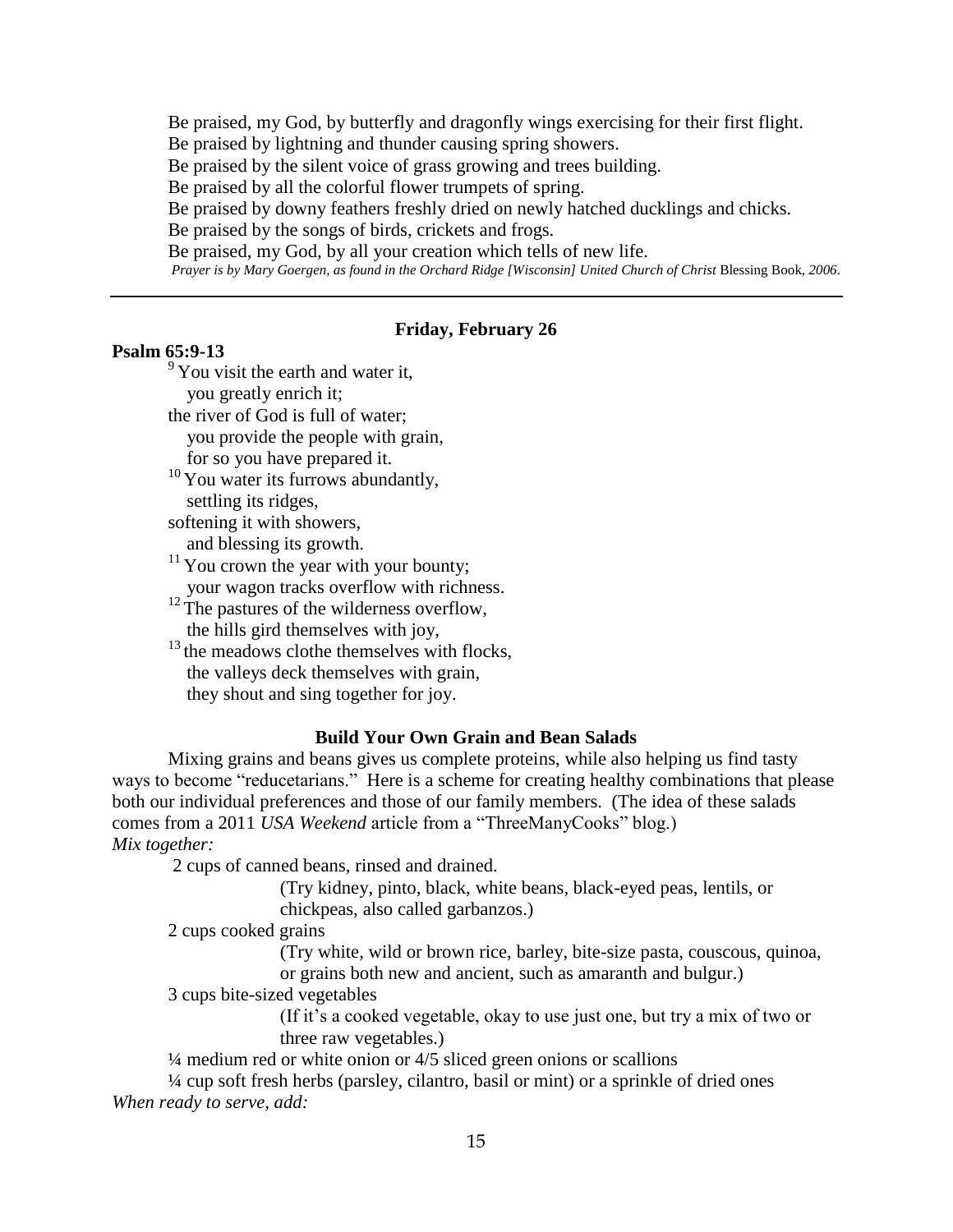Be praised, my God, by butterfly and dragonfly wings exercising for their first flight.
Be praised by lightning and thunder causing spring showers.
Be praised by the silent voice of grass growing and trees building.
Be praised by all the colorful flower trumpets of spring.
Be praised by downy feathers freshly dried on newly hatched ducklings and chicks.
Be praised by the songs of birds, crickets and frogs.
Be praised, my God, by all your creation which tells of new life.

*Prayer is by Mary Goergen, as found in the Orchard Ridge [Wisconsin] United Church of Christ* Blessing Book, *2006*.

---

**Friday, February 26**

**Psalm 65:9-13**

[9] You visit the earth and water it,
you greatly enrich it;
the river of God is full of water;
you provide the people with grain,
for so you have prepared it.
[10] You water its furrows abundantly,
settling its ridges,
softening it with showers,
and blessing its growth.
[11] You crown the year with your bounty;
your wagon tracks overflow with richness.
[12] The pastures of the wilderness overflow,
the hills gird themselves with joy,
[13] the meadows clothe themselves with flocks,
the valleys deck themselves with grain,
they shout and sing together for joy.

**Build Your Own Grain and Bean Salads**

Mixing grains and beans gives us complete proteins, while also helping us find tasty ways to become "reducetarians." Here is a scheme for creating healthy combinations that please both our individual preferences and those of our family members. (The idea of these salads comes from a 2011 *USA Weekend* article from a "ThreeManyCooks" blog.)

*Mix together:*

2 cups of canned beans, rinsed and drained.
(Try kidney, pinto, black, white beans, black-eyed peas, lentils, or chickpeas, also called garbanzos.)

2 cups cooked grains
(Try white, wild or brown rice, barley, bite-size pasta, couscous, quinoa, or grains both new and ancient, such as amaranth and bulgur.)

3 cups bite-sized vegetables
(If it's a cooked vegetable, okay to use just one, but try a mix of two or three raw vegetables.)

¼ medium red or white onion or 4/5 sliced green onions or scallions

¼ cup soft fresh herbs (parsley, cilantro, basil or mint) or a sprinkle of dried ones

*When ready to serve, add:*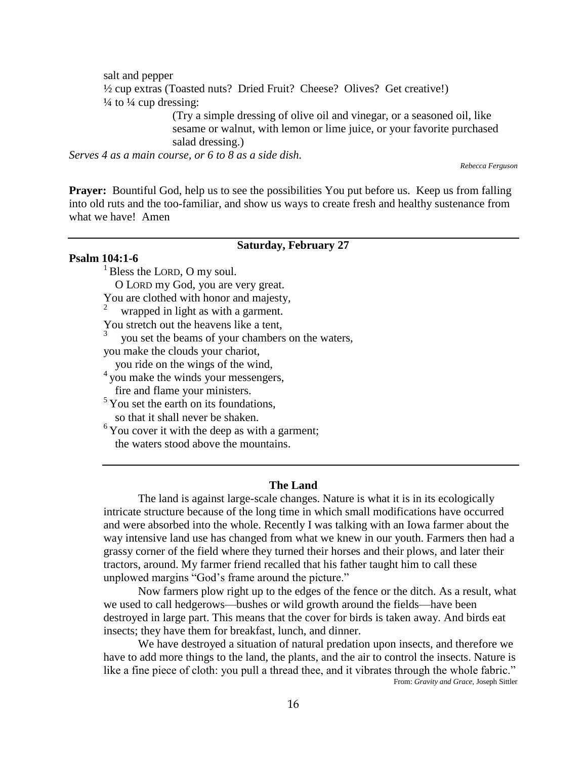salt and pepper
½ cup extras (Toasted nuts? Dried Fruit? Cheese? Olives? Get creative!)
¼ to ¼ cup dressing:

> (Try a simple dressing of olive oil and vinegar, or a seasoned oil, like sesame or walnut, with lemon or lime juice, or your favorite purchased salad dressing.)

*Serves 4 as a main course, or 6 to 8 as a side dish.*

*Rebecca Ferguson*

**Prayer:** Bountiful God, help us to see the possibilities You put before us. Keep us from falling into old ruts and the too-familiar, and show us ways to create fresh and healthy sustenance from what we have! Amen

---

## Saturday, February 27

**Psalm 104:1-6**

[1] Bless the LORD, O my soul.
O LORD my God, you are very great.
You are clothed with honor and majesty,
[2] wrapped in light as with a garment.
You stretch out the heavens like a tent,
[3] you set the beams of your chambers on the waters,
you make the clouds your chariot,
you ride on the wings of the wind,
[4] you make the winds your messengers,
fire and flame your ministers.
[5] You set the earth on its foundations,
so that it shall never be shaken.
[6] You cover it with the deep as with a garment;
the waters stood above the mountains.

---

### The Land

The land is against large-scale changes. Nature is what it is in its ecologically intricate structure because of the long time in which small modifications have occurred and were absorbed into the whole. Recently I was talking with an Iowa farmer about the way intensive land use has changed from what we knew in our youth. Farmers then had a grassy corner of the field where they turned their horses and their plows, and later their tractors, around. My farmer friend recalled that his father taught him to call these unplowed margins "God's frame around the picture."

Now farmers plow right up to the edges of the fence or the ditch. As a result, what we used to call hedgerows—bushes or wild growth around the fields—have been destroyed in large part. This means that the cover for birds is taken away. And birds eat insects; they have them for breakfast, lunch, and dinner.

We have destroyed a situation of natural predation upon insects, and therefore we have to add more things to the land, the plants, and the air to control the insects. Nature is like a fine piece of cloth: you pull a thread thee, and it vibrates through the whole fabric."

From: *Gravity and Grace*, Joseph Sittler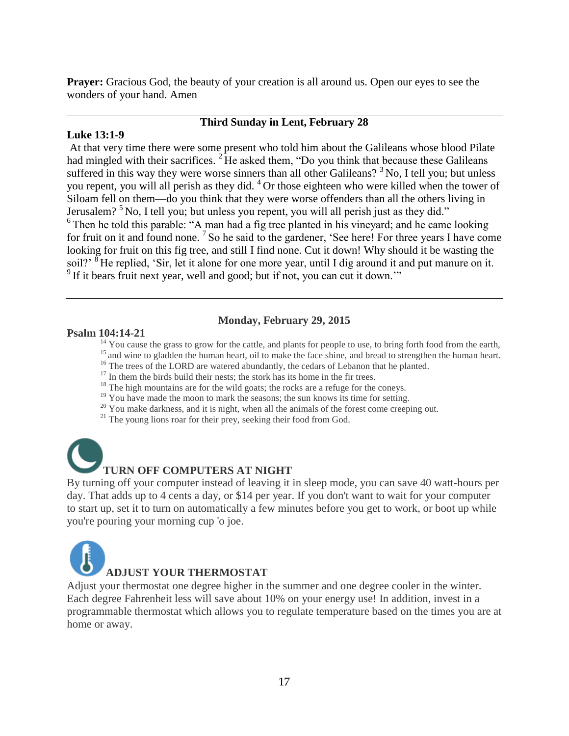**Prayer:** Gracious God, the beauty of your creation is all around us. Open our eyes to see the wonders of your hand. Amen

---

## Third Sunday in Lent, February 28

**Luke 13:1-9**

At that very time there were some present who told him about the Galileans whose blood Pilate had mingled with their sacrifices. [2] He asked them, "Do you think that because these Galileans suffered in this way they were worse sinners than all other Galileans? [3] No, I tell you; but unless you repent, you will all perish as they did. [4] Or those eighteen who were killed when the tower of Siloam fell on them—do you think that they were worse offenders than all the others living in Jerusalem? [5] No, I tell you; but unless you repent, you will all perish just as they did."
[6] Then he told this parable: "A man had a fig tree planted in his vineyard; and he came looking for fruit on it and found none. [7] So he said to the gardener, 'See here! For three years I have come looking for fruit on this fig tree, and still I find none. Cut it down! Why should it be wasting the soil?' [8] He replied, 'Sir, let it alone for one more year, until I dig around it and put manure on it. [9] If it bears fruit next year, well and good; but if not, you can cut it down.'"

---

## Monday, February 29, 2015

**Psalm 104:14-21**

[14] You cause the grass to grow for the cattle, and plants for people to use, to bring forth food from the earth,
[15] and wine to gladden the human heart, oil to make the face shine, and bread to strengthen the human heart.
[16] The trees of the LORD are watered abundantly, the cedars of Lebanon that he planted.
[17] In them the birds build their nests; the stork has its home in the fir trees.
[18] The high mountains are for the wild goats; the rocks are a refuge for the coneys.
[19] You have made the moon to mark the seasons; the sun knows its time for setting.
[20] You make darkness, and it is night, when all the animals of the forest come creeping out.
[21] The young lions roar for their prey, seeking their food from God.

### TURN OFF COMPUTERS AT NIGHT

By turning off your computer instead of leaving it in sleep mode, you can save 40 watt-hours per day. That adds up to 4 cents a day, or $14 per year. If you don't want to wait for your computer to start up, set it to turn on automatically a few minutes before you get to work, or boot up while you're pouring your morning cup 'o joe.

### ADJUST YOUR THERMOSTAT

Adjust your thermostat one degree higher in the summer and one degree cooler in the winter. Each degree Fahrenheit less will save about 10% on your energy use! In addition, invest in a programmable thermostat which allows you to regulate temperature based on the times you are at home or away.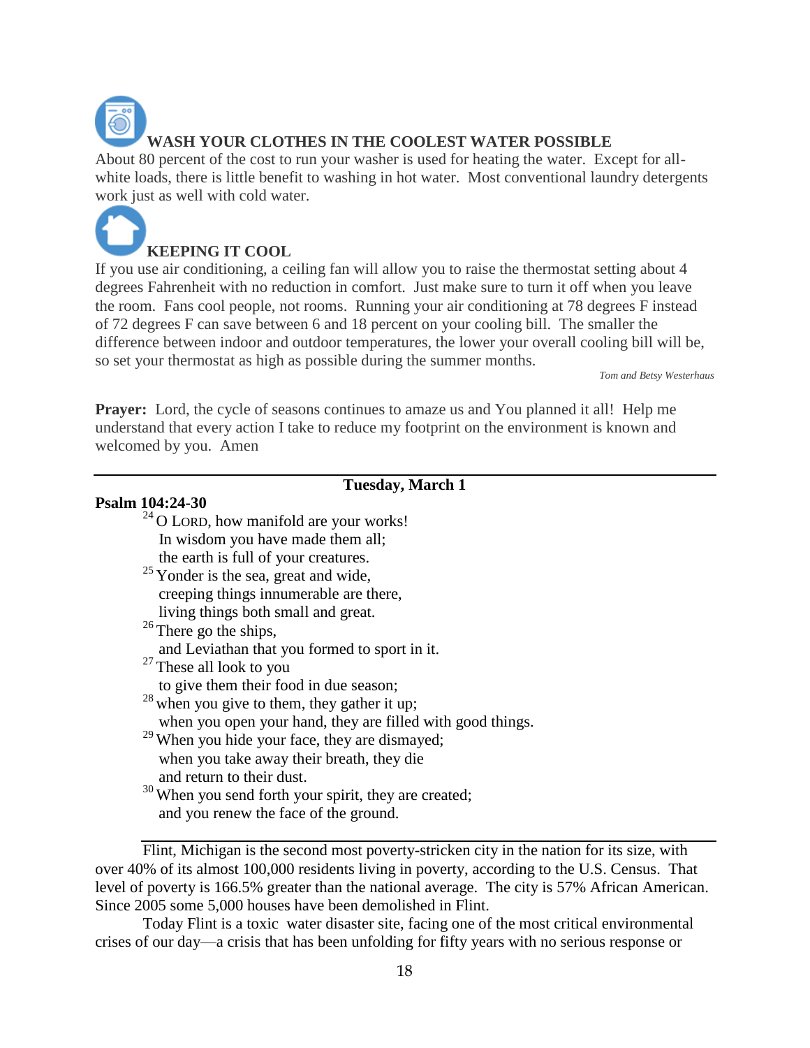### WASH YOUR CLOTHES IN THE COOLEST WATER POSSIBLE

About 80 percent of the cost to run your washer is used for heating the water. Except for all-white loads, there is little benefit to washing in hot water. Most conventional laundry detergents work just as well with cold water.

### KEEPING IT COOL

If you use air conditioning, a ceiling fan will allow you to raise the thermostat setting about 4 degrees Fahrenheit with no reduction in comfort. Just make sure to turn it off when you leave the room. Fans cool people, not rooms. Running your air conditioning at 78 degrees F instead of 72 degrees F can save between 6 and 18 percent on your cooling bill. The smaller the difference between indoor and outdoor temperatures, the lower your overall cooling bill will be, so set your thermostat as high as possible during the summer months.

*Tom and Betsy Westerhaus*

**Prayer:** Lord, the cycle of seasons continues to amaze us and You planned it all! Help me understand that every action I take to reduce my footprint on the environment is known and welcomed by you. Amen

---

## Tuesday, March 1

**Psalm 104:24-30**

[24] O LORD, how manifold are your works!
In wisdom you have made them all;
the earth is full of your creatures.
[25] Yonder is the sea, great and wide,
creeping things innumerable are there,
living things both small and great.
[26] There go the ships,
and Leviathan that you formed to sport in it.
[27] These all look to you
to give them their food in due season;
[28] when you give to them, they gather it up;
when you open your hand, they are filled with good things.
[29] When you hide your face, they are dismayed;
when you take away their breath, they die
and return to their dust.
[30] When you send forth your spirit, they are created;
and you renew the face of the ground.

---

Flint, Michigan is the second most poverty-stricken city in the nation for its size, with over 40% of its almost 100,000 residents living in poverty, according to the U.S. Census. That level of poverty is 166.5% greater than the national average. The city is 57% African American. Since 2005 some 5,000 houses have been demolished in Flint.

Today Flint is a toxic water disaster site, facing one of the most critical environmental crises of our day—a crisis that has been unfolding for fifty years with no serious response or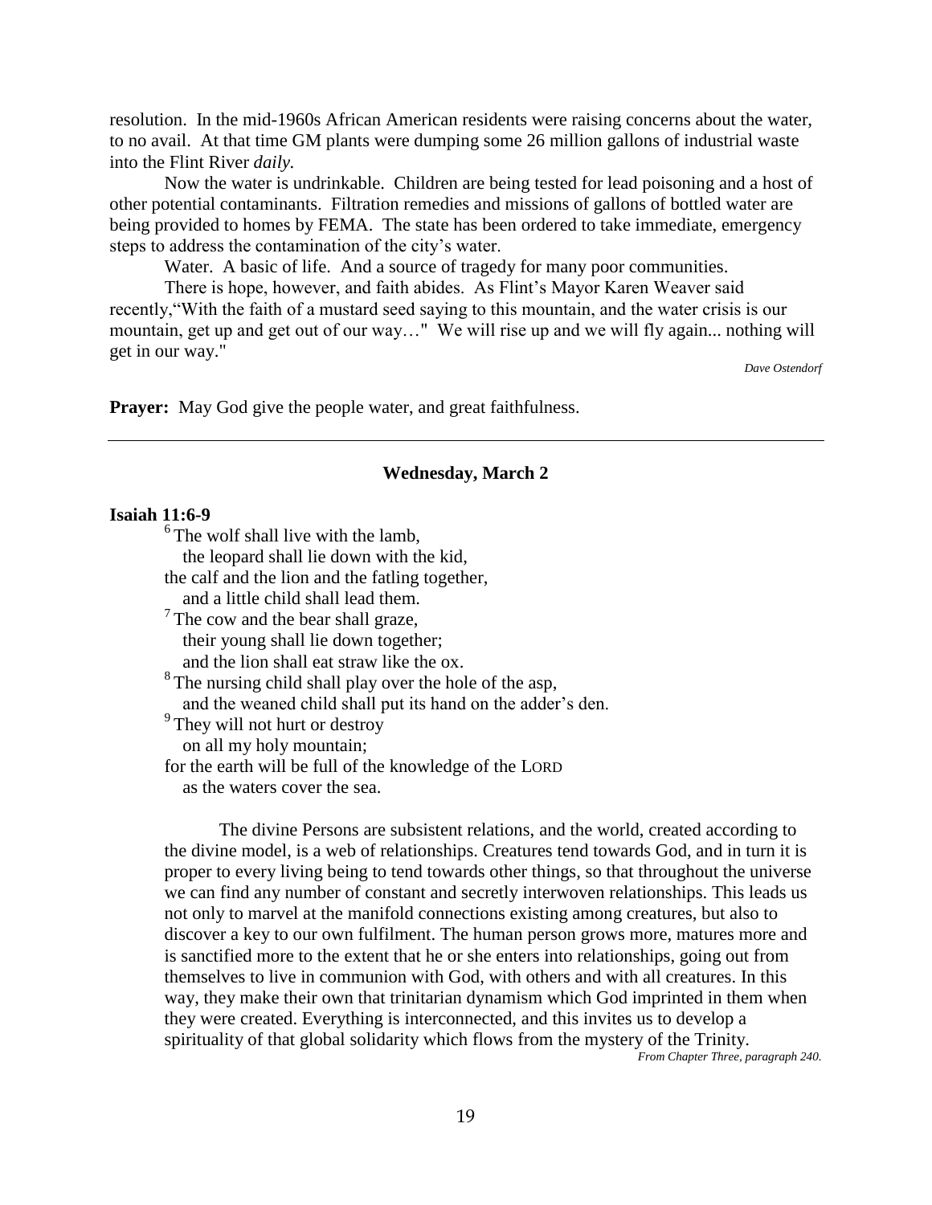resolution. In the mid-1960s African American residents were raising concerns about the water, to no avail. At that time GM plants were dumping some 26 million gallons of industrial waste into the Flint River *daily.*

Now the water is undrinkable. Children are being tested for lead poisoning and a host of other potential contaminants. Filtration remedies and missions of gallons of bottled water are being provided to homes by FEMA. The state has been ordered to take immediate, emergency steps to address the contamination of the city's water.

Water. A basic of life. And a source of tragedy for many poor communities.

There is hope, however, and faith abides. As Flint's Mayor Karen Weaver said recently,"With the faith of a mustard seed saying to this mountain, and the water crisis is our mountain, get up and get out of our way…" We will rise up and we will fly again... nothing will get in our way."

*Dave Ostendorf*

**Prayer:** May God give the people water, and great faithfulness.

---

### Wednesday, March 2

**Isaiah 11:6-9**

[6] The wolf shall live with the lamb,
the leopard shall lie down with the kid,
the calf and the lion and the fatling together,
and a little child shall lead them.
[7] The cow and the bear shall graze,
their young shall lie down together;
and the lion shall eat straw like the ox.
[8] The nursing child shall play over the hole of the asp,
and the weaned child shall put its hand on the adder's den.
[9] They will not hurt or destroy
on all my holy mountain;
for the earth will be full of the knowledge of the LORD
as the waters cover the sea.

The divine Persons are subsistent relations, and the world, created according to the divine model, is a web of relationships. Creatures tend towards God, and in turn it is proper to every living being to tend towards other things, so that throughout the universe we can find any number of constant and secretly interwoven relationships. This leads us not only to marvel at the manifold connections existing among creatures, but also to discover a key to our own fulfilment. The human person grows more, matures more and is sanctified more to the extent that he or she enters into relationships, going out from themselves to live in communion with God, with others and with all creatures. In this way, they make their own that trinitarian dynamism which God imprinted in them when they were created. Everything is interconnected, and this invites us to develop a spirituality of that global solidarity which flows from the mystery of the Trinity.

*From Chapter Three, paragraph 240.*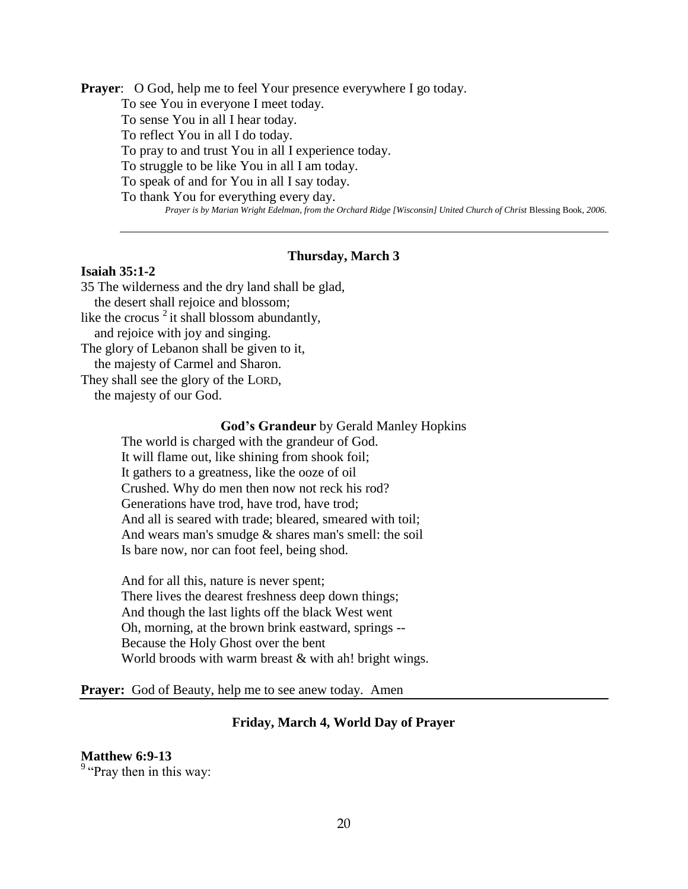**Prayer**: O God, help me to feel Your presence everywhere I go today.
To see You in everyone I meet today.
To sense You in all I hear today.
To reflect You in all I do today.
To pray to and trust You in all I experience today.
To struggle to be like You in all I am today.
To speak of and for You in all I say today.
To thank You for everything every day.

*Prayer is by Marian Wright Edelman, from the Orchard Ridge [Wisconsin] United Church of Christ* Blessing Book, *2006*.

---

### Thursday, March 3

**Isaiah 35:1-2**

35 The wilderness and the dry land shall be glad,
the desert shall rejoice and blossom;
like the crocus [2] it shall blossom abundantly,
and rejoice with joy and singing.
The glory of Lebanon shall be given to it,
the majesty of Carmel and Sharon.
They shall see the glory of the LORD,
the majesty of our God.

**God's Grandeur** by Gerald Manley Hopkins

The world is charged with the grandeur of God.
It will flame out, like shining from shook foil;
It gathers to a greatness, like the ooze of oil
Crushed. Why do men then now not reck his rod?
Generations have trod, have trod, have trod;
And all is seared with trade; bleared, smeared with toil;
And wears man's smudge & shares man's smell: the soil
Is bare now, nor can foot feel, being shod.

And for all this, nature is never spent;
There lives the dearest freshness deep down things;
And though the last lights off the black West went
Oh, morning, at the brown brink eastward, springs --
Because the Holy Ghost over the bent
World broods with warm breast & with ah! bright wings.

**Prayer:** God of Beauty, help me to see anew today. Amen

---

### Friday, March 4, World Day of Prayer

**Matthew 6:9-13**

[9] "Pray then in this way: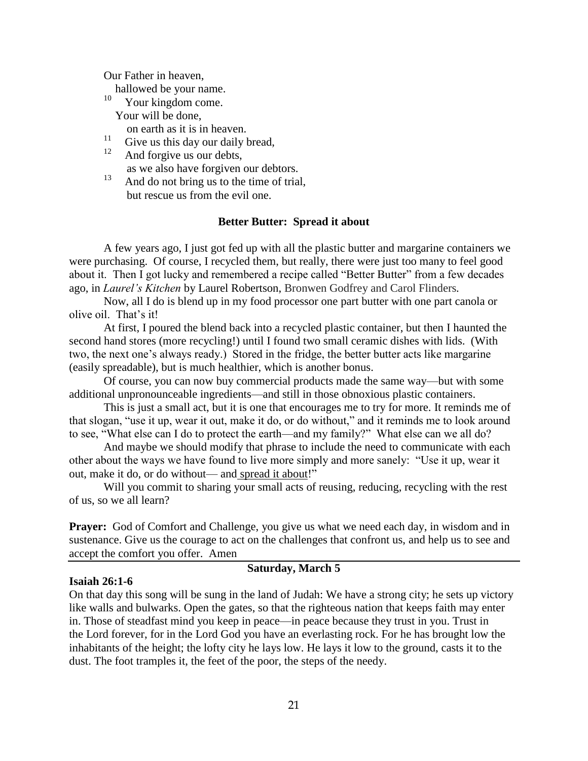Our Father in heaven,
  hallowed be your name.
[10] Your kingdom come.
  Your will be done,
    on earth as it is in heaven.
[11] Give us this day our daily bread,
[12] And forgive us our debts,
    as we also have forgiven our debtors.
[13] And do not bring us to the time of trial,
    but rescue us from the evil one.

### Better Butter: Spread it about

A few years ago, I just got fed up with all the plastic butter and margarine containers we were purchasing. Of course, I recycled them, but really, there were just too many to feel good about it. Then I got lucky and remembered a recipe called "Better Butter" from a few decades ago, in *Laurel's Kitchen* by Laurel Robertson, Bronwen Godfrey and Carol Flinders.

Now, all I do is blend up in my food processor one part butter with one part canola or olive oil. That's it!

At first, I poured the blend back into a recycled plastic container, but then I haunted the second hand stores (more recycling!) until I found two small ceramic dishes with lids. (With two, the next one's always ready.) Stored in the fridge, the better butter acts like margarine (easily spreadable), but is much healthier, which is another bonus.

Of course, you can now buy commercial products made the same way—but with some additional unpronounceable ingredients—and still in those obnoxious plastic containers.

This is just a small act, but it is one that encourages me to try for more. It reminds me of that slogan, "use it up, wear it out, make it do, or do without," and it reminds me to look around to see, "What else can I do to protect the earth—and my family?" What else can we all do?

And maybe we should modify that phrase to include the need to communicate with each other about the ways we have found to live more simply and more sanely: "Use it up, wear it out, make it do, or do without— and spread it about!"

Will you commit to sharing your small acts of reusing, reducing, recycling with the rest of us, so we all learn?

**Prayer:** God of Comfort and Challenge, you give us what we need each day, in wisdom and in sustenance. Give us the courage to act on the challenges that confront us, and help us to see and accept the comfort you offer. Amen

---

### Saturday, March 5

**Isaiah 26:1-6**

On that day this song will be sung in the land of Judah: We have a strong city; he sets up victory like walls and bulwarks. Open the gates, so that the righteous nation that keeps faith may enter in. Those of steadfast mind you keep in peace—in peace because they trust in you. Trust in the Lord forever, for in the Lord God you have an everlasting rock. For he has brought low the inhabitants of the height; the lofty city he lays low. He lays it low to the ground, casts it to the dust. The foot tramples it, the feet of the poor, the steps of the needy.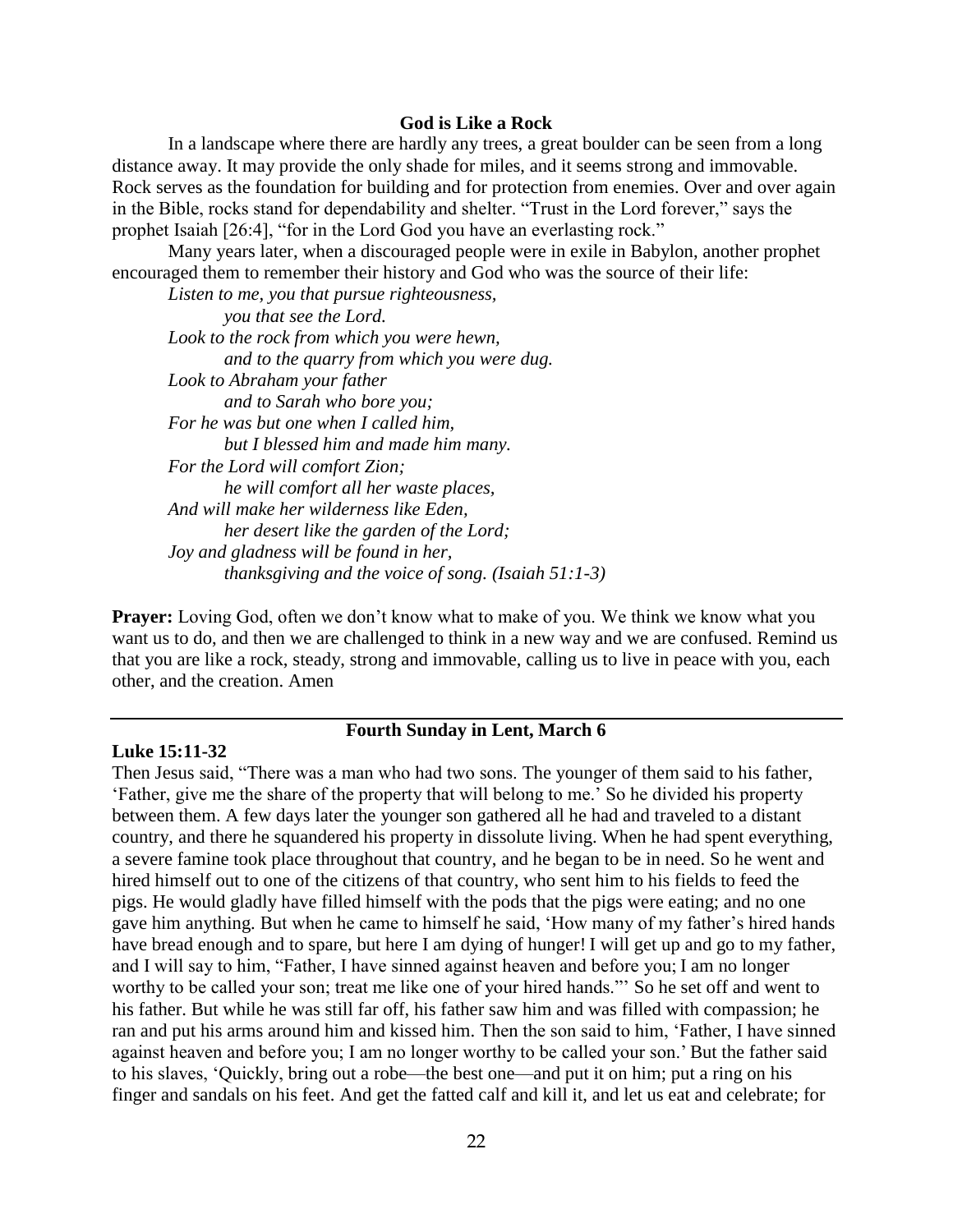### God is Like a Rock

In a landscape where there are hardly any trees, a great boulder can be seen from a long distance away. It may provide the only shade for miles, and it seems strong and immovable. Rock serves as the foundation for building and for protection from enemies. Over and over again in the Bible, rocks stand for dependability and shelter. "Trust in the Lord forever," says the prophet Isaiah [26:4], "for in the Lord God you have an everlasting rock."

Many years later, when a discouraged people were in exile in Babylon, another prophet encouraged them to remember their history and God who was the source of their life:

*Listen to me, you that pursue righteousness,*
*you that see the Lord.*
*Look to the rock from which you were hewn,*
*and to the quarry from which you were dug.*
*Look to Abraham your father*
*and to Sarah who bore you;*
*For he was but one when I called him,*
*but I blessed him and made him many.*
*For the Lord will comfort Zion;*
*he will comfort all her waste places,*
*And will make her wilderness like Eden,*
*her desert like the garden of the Lord;*
*Joy and gladness will be found in her,*
*thanksgiving and the voice of song. (Isaiah 51:1-3)*

**Prayer:** Loving God, often we don't know what to make of you. We think we know what you want us to do, and then we are challenged to think in a new way and we are confused. Remind us that you are like a rock, steady, strong and immovable, calling us to live in peace with you, each other, and the creation. Amen

---

### Fourth Sunday in Lent, March 6

**Luke 15:11-32**

Then Jesus said, "There was a man who had two sons. The younger of them said to his father, 'Father, give me the share of the property that will belong to me.' So he divided his property between them. A few days later the younger son gathered all he had and traveled to a distant country, and there he squandered his property in dissolute living. When he had spent everything, a severe famine took place throughout that country, and he began to be in need. So he went and hired himself out to one of the citizens of that country, who sent him to his fields to feed the pigs. He would gladly have filled himself with the pods that the pigs were eating; and no one gave him anything. But when he came to himself he said, 'How many of my father's hired hands have bread enough and to spare, but here I am dying of hunger! I will get up and go to my father, and I will say to him, "Father, I have sinned against heaven and before you; I am no longer worthy to be called your son; treat me like one of your hired hands."' So he set off and went to his father. But while he was still far off, his father saw him and was filled with compassion; he ran and put his arms around him and kissed him. Then the son said to him, 'Father, I have sinned against heaven and before you; I am no longer worthy to be called your son.' But the father said to his slaves, 'Quickly, bring out a robe—the best one—and put it on him; put a ring on his finger and sandals on his feet. And get the fatted calf and kill it, and let us eat and celebrate; for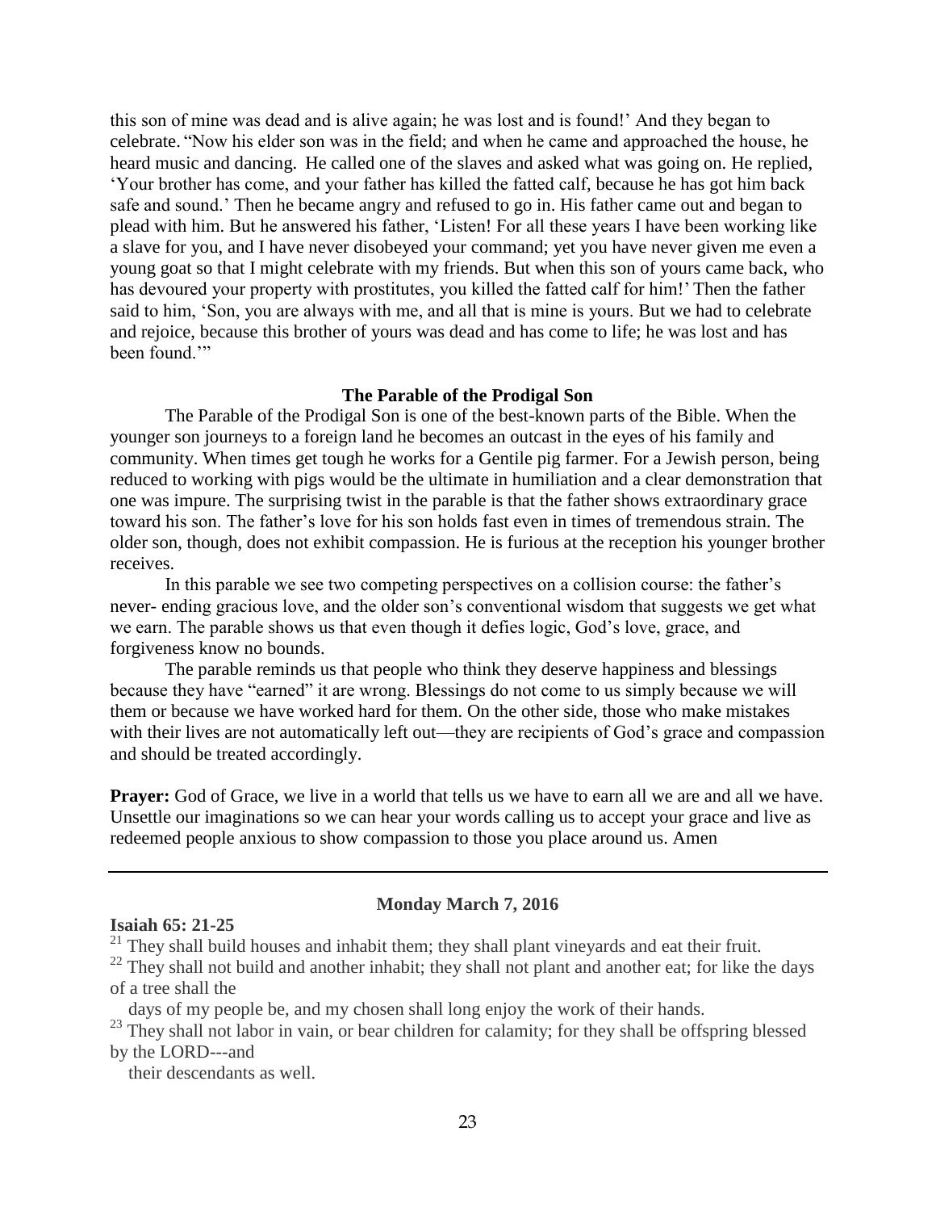this son of mine was dead and is alive again; he was lost and is found!' And they began to celebrate. "Now his elder son was in the field; and when he came and approached the house, he heard music and dancing. He called one of the slaves and asked what was going on. He replied, 'Your brother has come, and your father has killed the fatted calf, because he has got him back safe and sound.' Then he became angry and refused to go in. His father came out and began to plead with him. But he answered his father, 'Listen! For all these years I have been working like a slave for you, and I have never disobeyed your command; yet you have never given me even a young goat so that I might celebrate with my friends. But when this son of yours came back, who has devoured your property with prostitutes, you killed the fatted calf for him!' Then the father said to him, 'Son, you are always with me, and all that is mine is yours. But we had to celebrate and rejoice, because this brother of yours was dead and has come to life; he was lost and has been found.'"

### The Parable of the Prodigal Son

The Parable of the Prodigal Son is one of the best-known parts of the Bible. When the younger son journeys to a foreign land he becomes an outcast in the eyes of his family and community. When times get tough he works for a Gentile pig farmer. For a Jewish person, being reduced to working with pigs would be the ultimate in humiliation and a clear demonstration that one was impure. The surprising twist in the parable is that the father shows extraordinary grace toward his son. The father's love for his son holds fast even in times of tremendous strain. The older son, though, does not exhibit compassion. He is furious at the reception his younger brother receives.

In this parable we see two competing perspectives on a collision course: the father's never- ending gracious love, and the older son's conventional wisdom that suggests we get what we earn. The parable shows us that even though it defies logic, God's love, grace, and forgiveness know no bounds.

The parable reminds us that people who think they deserve happiness and blessings because they have "earned" it are wrong. Blessings do not come to us simply because we will them or because we have worked hard for them. On the other side, those who make mistakes with their lives are not automatically left out—they are recipients of God's grace and compassion and should be treated accordingly.

**Prayer:** God of Grace, we live in a world that tells us we have to earn all we are and all we have. Unsettle our imaginations so we can hear your words calling us to accept your grace and live as redeemed people anxious to show compassion to those you place around us. Amen

---

### Monday March 7, 2016

**Isaiah 65: 21-25**

[21] They shall build houses and inhabit them; they shall plant vineyards and eat their fruit.

[22] They shall not build and another inhabit; they shall not plant and another eat; for like the days of a tree shall the
  days of my people be, and my chosen shall long enjoy the work of their hands.

[23] They shall not labor in vain, or bear children for calamity; for they shall be offspring blessed by the LORD---and
  their descendants as well.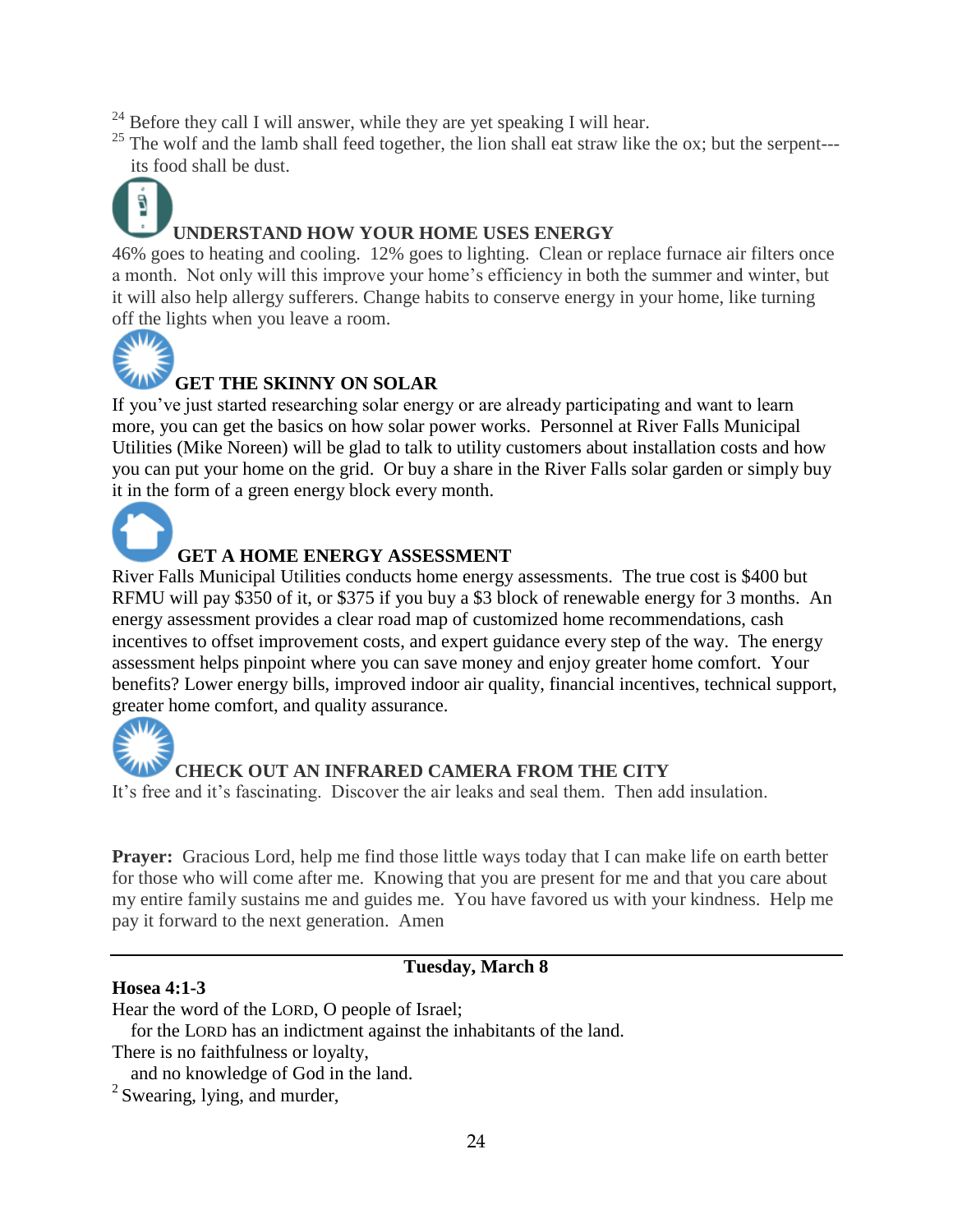[24] Before they call I will answer, while they are yet speaking I will hear.
[25] The wolf and the lamb shall feed together, the lion shall eat straw like the ox; but the serpent---its food shall be dust.

### UNDERSTAND HOW YOUR HOME USES ENERGY

46% goes to heating and cooling. 12% goes to lighting. Clean or replace furnace air filters once a month. Not only will this improve your home's efficiency in both the summer and winter, but it will also help allergy sufferers. Change habits to conserve energy in your home, like turning off the lights when you leave a room.

### GET THE SKINNY ON SOLAR

If you've just started researching solar energy or are already participating and want to learn more, you can get the basics on how solar power works. Personnel at River Falls Municipal Utilities (Mike Noreen) will be glad to talk to utility customers about installation costs and how you can put your home on the grid. Or buy a share in the River Falls solar garden or simply buy it in the form of a green energy block every month.

### GET A HOME ENERGY ASSESSMENT

River Falls Municipal Utilities conducts home energy assessments. The true cost is $400 but RFMU will pay $350 of it, or $375 if you buy a $3 block of renewable energy for 3 months. An energy assessment provides a clear road map of customized home recommendations, cash incentives to offset improvement costs, and expert guidance every step of the way. The energy assessment helps pinpoint where you can save money and enjoy greater home comfort. Your benefits? Lower energy bills, improved indoor air quality, financial incentives, technical support, greater home comfort, and quality assurance.

### CHECK OUT AN INFRARED CAMERA FROM THE CITY

It's free and it's fascinating. Discover the air leaks and seal them. Then add insulation.

**Prayer:** Gracious Lord, help me find those little ways today that I can make life on earth better for those who will come after me. Knowing that you are present for me and that you care about my entire family sustains me and guides me. You have favored us with your kindness. Help me pay it forward to the next generation. Amen

---

## Tuesday, March 8

**Hosea 4:1-3**

Hear the word of the LORD, O people of Israel;
   for the LORD has an indictment against the inhabitants of the land.
There is no faithfulness or loyalty,
   and no knowledge of God in the land.
[2] Swearing, lying, and murder,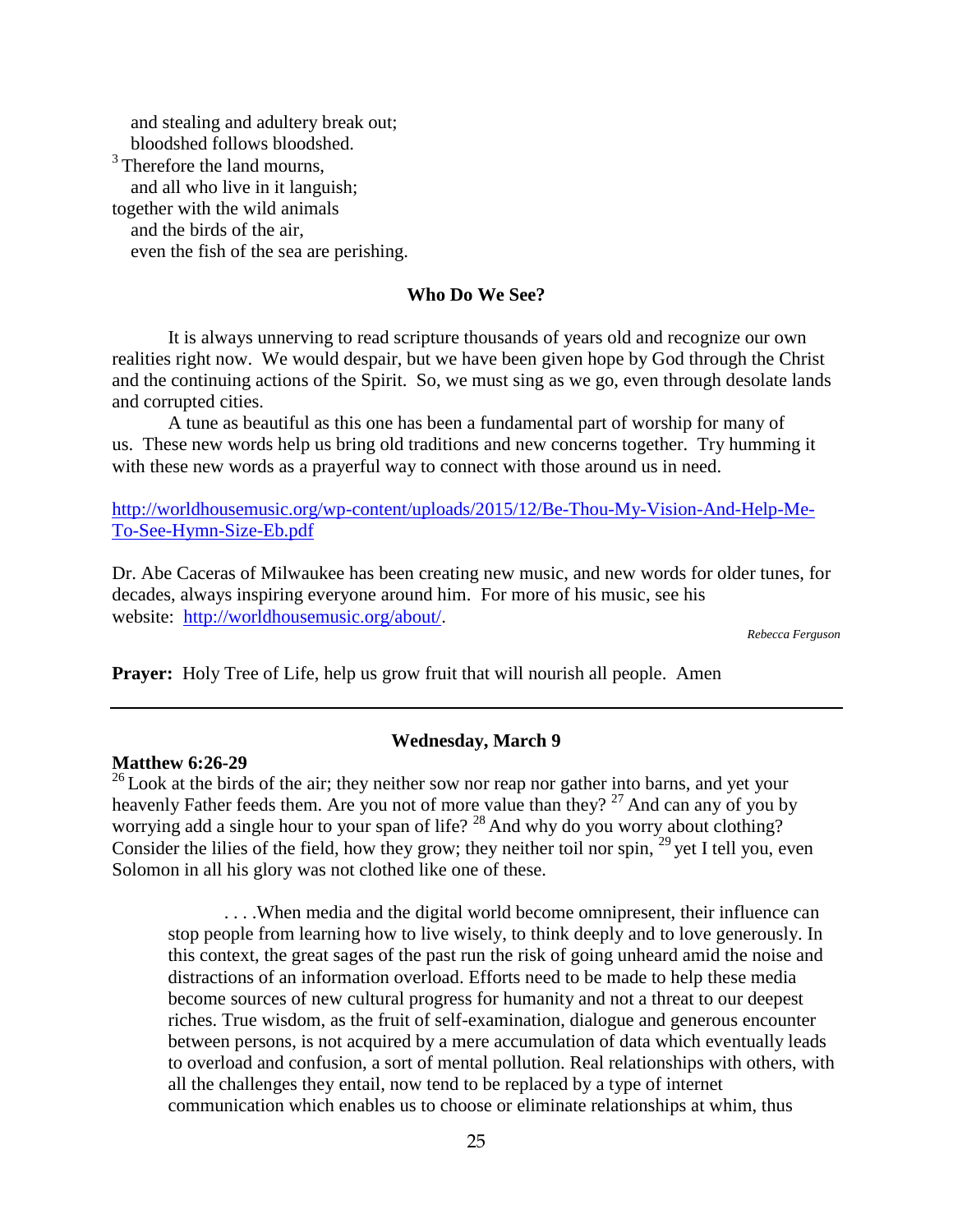and stealing and adultery break out;
bloodshed follows bloodshed.
[3] Therefore the land mourns,
and all who live in it languish;
together with the wild animals
and the birds of the air,
even the fish of the sea are perishing.

### Who Do We See?

It is always unnerving to read scripture thousands of years old and recognize our own realities right now. We would despair, but we have been given hope by God through the Christ and the continuing actions of the Spirit. So, we must sing as we go, even through desolate lands and corrupted cities.

A tune as beautiful as this one has been a fundamental part of worship for many of us. These new words help us bring old traditions and new concerns together. Try humming it with these new words as a prayerful way to connect with those around us in need.

http://worldhousemusic.org/wp-content/uploads/2015/12/Be-Thou-My-Vision-And-Help-Me-To-See-Hymn-Size-Eb.pdf

Dr. Abe Caceras of Milwaukee has been creating new music, and new words for older tunes, for decades, always inspiring everyone around him. For more of his music, see his website: http://worldhousemusic.org/about/.

*Rebecca Ferguson*

**Prayer:** Holy Tree of Life, help us grow fruit that will nourish all people. Amen

---

### Wednesday, March 9

**Matthew 6:26-29**

[26] Look at the birds of the air; they neither sow nor reap nor gather into barns, and yet your heavenly Father feeds them. Are you not of more value than they? [27] And can any of you by worrying add a single hour to your span of life? [28] And why do you worry about clothing? Consider the lilies of the field, how they grow; they neither toil nor spin, [29] yet I tell you, even Solomon in all his glory was not clothed like one of these.

> . . . .When media and the digital world become omnipresent, their influence can stop people from learning how to live wisely, to think deeply and to love generously. In this context, the great sages of the past run the risk of going unheard amid the noise and distractions of an information overload. Efforts need to be made to help these media become sources of new cultural progress for humanity and not a threat to our deepest riches. True wisdom, as the fruit of self-examination, dialogue and generous encounter between persons, is not acquired by a mere accumulation of data which eventually leads to overload and confusion, a sort of mental pollution. Real relationships with others, with all the challenges they entail, now tend to be replaced by a type of internet communication which enables us to choose or eliminate relationships at whim, thus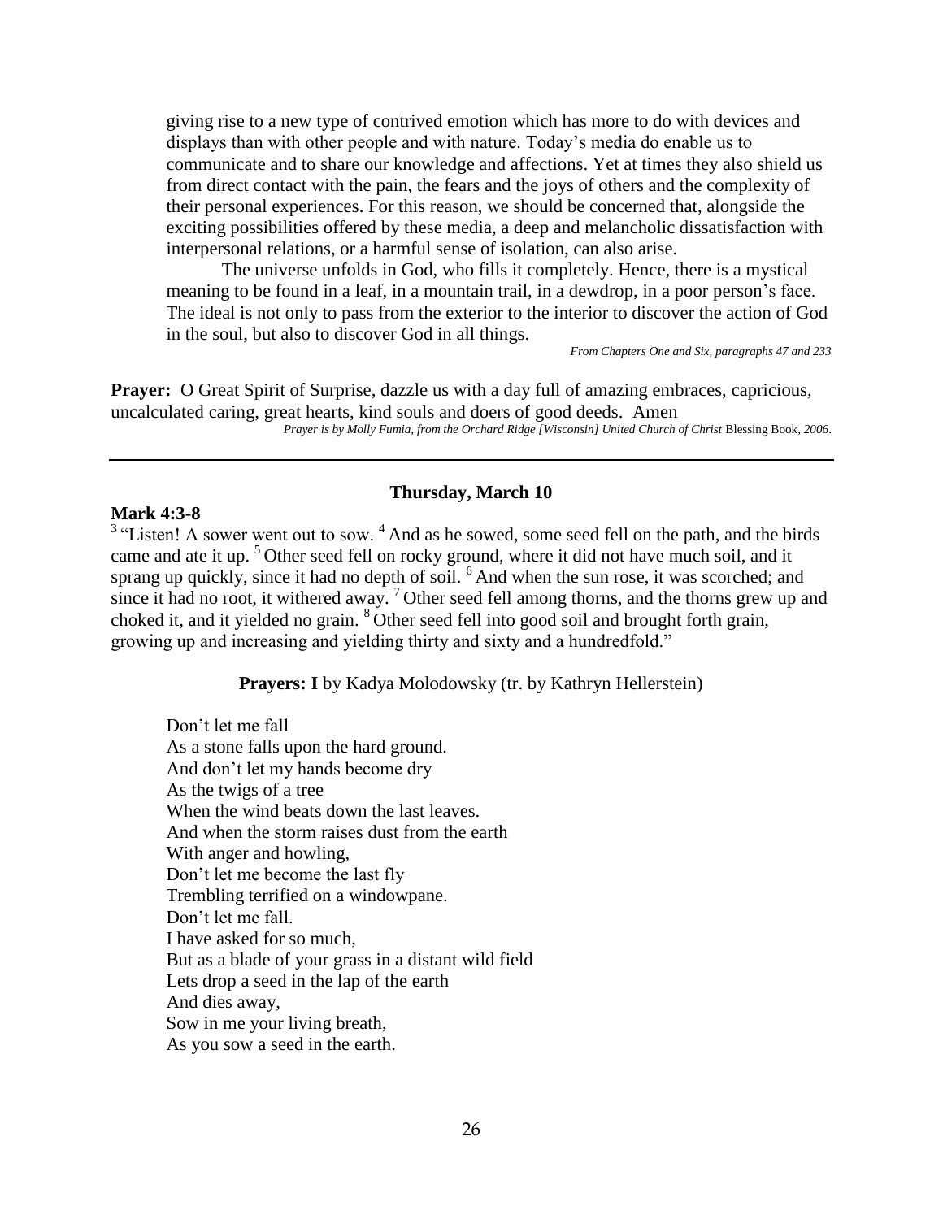giving rise to a new type of contrived emotion which has more to do with devices and displays than with other people and with nature. Today's media do enable us to communicate and to share our knowledge and affections. Yet at times they also shield us from direct contact with the pain, the fears and the joys of others and the complexity of their personal experiences. For this reason, we should be concerned that, alongside the exciting possibilities offered by these media, a deep and melancholic dissatisfaction with interpersonal relations, or a harmful sense of isolation, can also arise.

The universe unfolds in God, who fills it completely. Hence, there is a mystical meaning to be found in a leaf, in a mountain trail, in a dewdrop, in a poor person's face. The ideal is not only to pass from the exterior to the interior to discover the action of God in the soul, but also to discover God in all things.

*From Chapters One and Six, paragraphs 47 and 233*

**Prayer:** O Great Spirit of Surprise, dazzle us with a day full of amazing embraces, capricious, uncalculated caring, great hearts, kind souls and doers of good deeds. Amen

*Prayer is by Molly Fumia, from the Orchard Ridge [Wisconsin] United Church of Christ* Blessing Book, *2006.*

---

## Thursday, March 10

**Mark 4:3-8**

[3] "Listen! A sower went out to sow. [4] And as he sowed, some seed fell on the path, and the birds came and ate it up. [5] Other seed fell on rocky ground, where it did not have much soil, and it sprang up quickly, since it had no depth of soil. [6] And when the sun rose, it was scorched; and since it had no root, it withered away. [7] Other seed fell among thorns, and the thorns grew up and choked it, and it yielded no grain. [8] Other seed fell into good soil and brought forth grain, growing up and increasing and yielding thirty and sixty and a hundredfold."

**Prayers: I** by Kadya Molodowsky (tr. by Kathryn Hellerstein)

Don't let me fall
As a stone falls upon the hard ground.
And don't let my hands become dry
As the twigs of a tree
When the wind beats down the last leaves.
And when the storm raises dust from the earth
With anger and howling,
Don't let me become the last fly
Trembling terrified on a windowpane.
Don't let me fall.
I have asked for so much,
But as a blade of your grass in a distant wild field
Lets drop a seed in the lap of the earth
And dies away,
Sow in me your living breath,
As you sow a seed in the earth.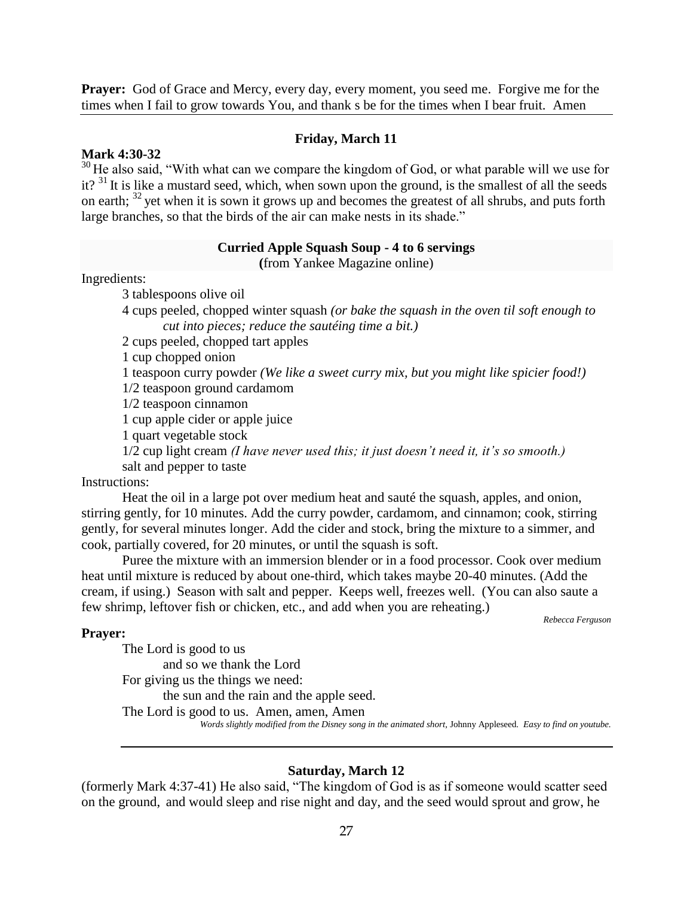**Prayer:** God of Grace and Mercy, every day, every moment, you seed me. Forgive me for the times when I fail to grow towards You, and thank s be for the times when I bear fruit. Amen

---

### Friday, March 11

**Mark 4:30-32**

[30] He also said, "With what can we compare the kingdom of God, or what parable will we use for it? [31] It is like a mustard seed, which, when sown upon the ground, is the smallest of all the seeds on earth; [32] yet when it is sown it grows up and becomes the greatest of all shrubs, and puts forth large branches, so that the birds of the air can make nests in its shade."

**Curried Apple Squash Soup - 4 to 6 servings**
(from Yankee Magazine online)

Ingredients:

- 3 tablespoons olive oil
- 4 cups peeled, chopped winter squash *(or bake the squash in the oven til soft enough to cut into pieces; reduce the sautéing time a bit.)*
- 2 cups peeled, chopped tart apples
- 1 cup chopped onion
- 1 teaspoon curry powder *(We like a sweet curry mix, but you might like spicier food!)*
- 1/2 teaspoon ground cardamom
- 1/2 teaspoon cinnamon
- 1 cup apple cider or apple juice
- 1 quart vegetable stock
- 1/2 cup light cream *(I have never used this; it just doesn't need it, it's so smooth.)*
- salt and pepper to taste

Instructions:

Heat the oil in a large pot over medium heat and sauté the squash, apples, and onion, stirring gently, for 10 minutes. Add the curry powder, cardamom, and cinnamon; cook, stirring gently, for several minutes longer. Add the cider and stock, bring the mixture to a simmer, and cook, partially covered, for 20 minutes, or until the squash is soft.

Puree the mixture with an immersion blender or in a food processor. Cook over medium heat until mixture is reduced by about one-third, which takes maybe 20-40 minutes. (Add the cream, if using.) Season with salt and pepper. Keeps well, freezes well. (You can also saute a few shrimp, leftover fish or chicken, etc., and add when you are reheating.)

*Rebecca Ferguson*

**Prayer:**

The Lord is good to us
 and so we thank the Lord
For giving us the things we need:
 the sun and the rain and the apple seed.
The Lord is good to us. Amen, amen, Amen

*Words slightly modified from the Disney song in the animated short,* Johnny Appleseed. *Easy to find on youtube.*

---

### Saturday, March 12

(formerly Mark 4:37-41) He also said, "The kingdom of God is as if someone would scatter seed on the ground, and would sleep and rise night and day, and the seed would sprout and grow, he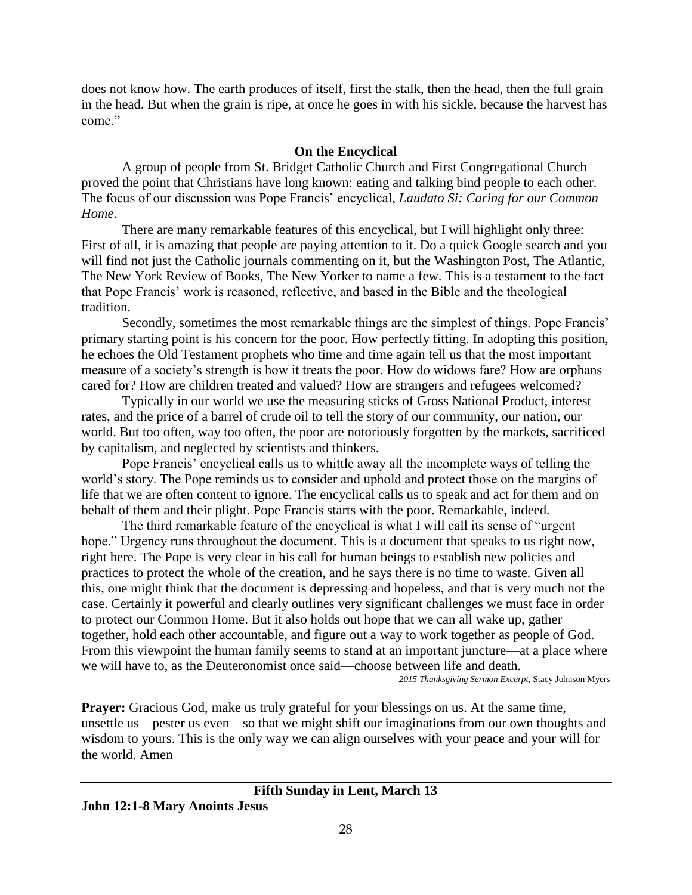does not know how. The earth produces of itself, first the stalk, then the head, then the full grain in the head. But when the grain is ripe, at once he goes in with his sickle, because the harvest has come."

**On the Encyclical**

A group of people from St. Bridget Catholic Church and First Congregational Church proved the point that Christians have long known: eating and talking bind people to each other. The focus of our discussion was Pope Francis' encyclical, *Laudato Si: Caring for our Common Home*.

There are many remarkable features of this encyclical, but I will highlight only three: First of all, it is amazing that people are paying attention to it. Do a quick Google search and you will find not just the Catholic journals commenting on it, but the Washington Post, The Atlantic, The New York Review of Books, The New Yorker to name a few. This is a testament to the fact that Pope Francis' work is reasoned, reflective, and based in the Bible and the theological tradition.

Secondly, sometimes the most remarkable things are the simplest of things. Pope Francis' primary starting point is his concern for the poor. How perfectly fitting. In adopting this position, he echoes the Old Testament prophets who time and time again tell us that the most important measure of a society's strength is how it treats the poor. How do widows fare? How are orphans cared for? How are children treated and valued? How are strangers and refugees welcomed?

Typically in our world we use the measuring sticks of Gross National Product, interest rates, and the price of a barrel of crude oil to tell the story of our community, our nation, our world. But too often, way too often, the poor are notoriously forgotten by the markets, sacrificed by capitalism, and neglected by scientists and thinkers.

Pope Francis' encyclical calls us to whittle away all the incomplete ways of telling the world's story. The Pope reminds us to consider and uphold and protect those on the margins of life that we are often content to ignore. The encyclical calls us to speak and act for them and on behalf of them and their plight. Pope Francis starts with the poor. Remarkable, indeed.

The third remarkable feature of the encyclical is what I will call its sense of "urgent hope." Urgency runs throughout the document. This is a document that speaks to us right now, right here. The Pope is very clear in his call for human beings to establish new policies and practices to protect the whole of the creation, and he says there is no time to waste. Given all this, one might think that the document is depressing and hopeless, and that is very much not the case. Certainly it powerful and clearly outlines very significant challenges we must face in order to protect our Common Home. But it also holds out hope that we can all wake up, gather together, hold each other accountable, and figure out a way to work together as people of God. From this viewpoint the human family seems to stand at an important juncture—at a place where we will have to, as the Deuteronomist once said—choose between life and death.

*2015 Thanksgiving Sermon Excerpt*, Stacy Johnson Myers

**Prayer:** Gracious God, make us truly grateful for your blessings on us. At the same time, unsettle us—pester us even—so that we might shift our imaginations from our own thoughts and wisdom to yours. This is the only way we can align ourselves with your peace and your will for the world. Amen

---

**Fifth Sunday in Lent, March 13**

**John 12:1-8 Mary Anoints Jesus**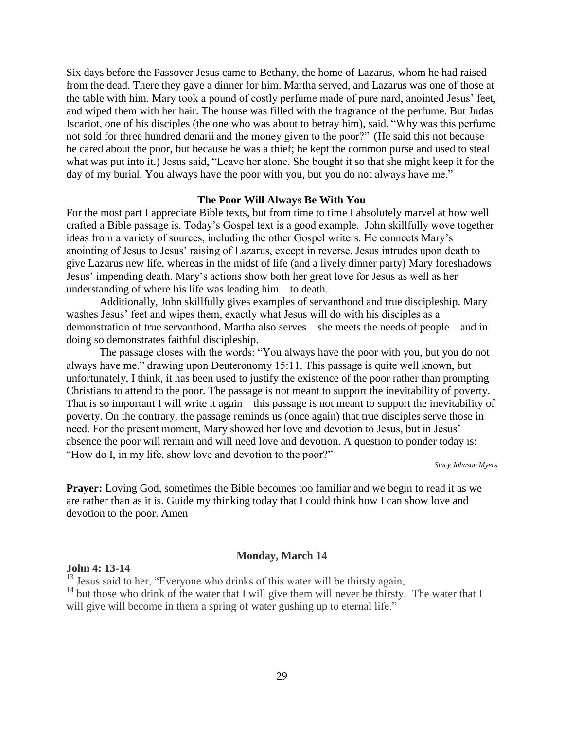Six days before the Passover Jesus came to Bethany, the home of Lazarus, whom he had raised from the dead. There they gave a dinner for him. Martha served, and Lazarus was one of those at the table with him. Mary took a pound of costly perfume made of pure nard, anointed Jesus' feet, and wiped them with her hair. The house was filled with the fragrance of the perfume. But Judas Iscariot, one of his disciples (the one who was about to betray him), said, "Why was this perfume not sold for three hundred denarii and the money given to the poor?" (He said this not because he cared about the poor, but because he was a thief; he kept the common purse and used to steal what was put into it.) Jesus said, "Leave her alone. She bought it so that she might keep it for the day of my burial. You always have the poor with you, but you do not always have me."

### The Poor Will Always Be With You

For the most part I appreciate Bible texts, but from time to time I absolutely marvel at how well crafted a Bible passage is. Today's Gospel text is a good example. John skillfully wove together ideas from a variety of sources, including the other Gospel writers. He connects Mary's anointing of Jesus to Jesus' raising of Lazarus, except in reverse. Jesus intrudes upon death to give Lazarus new life, whereas in the midst of life (and a lively dinner party) Mary foreshadows Jesus' impending death. Mary's actions show both her great love for Jesus as well as her understanding of where his life was leading him—to death.

Additionally, John skillfully gives examples of servanthood and true discipleship. Mary washes Jesus' feet and wipes them, exactly what Jesus will do with his disciples as a demonstration of true servanthood. Martha also serves—she meets the needs of people—and in doing so demonstrates faithful discipleship.

The passage closes with the words: "You always have the poor with you, but you do not always have me." drawing upon Deuteronomy 15:11. This passage is quite well known, but unfortunately, I think, it has been used to justify the existence of the poor rather than prompting Christians to attend to the poor. The passage is not meant to support the inevitability of poverty. That is so important I will write it again—this passage is not meant to support the inevitability of poverty. On the contrary, the passage reminds us (once again) that true disciples serve those in need. For the present moment, Mary showed her love and devotion to Jesus, but in Jesus' absence the poor will remain and will need love and devotion. A question to ponder today is: "How do I, in my life, show love and devotion to the poor?"

*Stacy Johnson Myers*

**Prayer:** Loving God, sometimes the Bible becomes too familiar and we begin to read it as we are rather than as it is. Guide my thinking today that I could think how I can show love and devotion to the poor. Amen

---

### Monday, March 14

**John 4: 13-14**

[13] Jesus said to her, "Everyone who drinks of this water will be thirsty again,
[14] but those who drink of the water that I will give them will never be thirsty. The water that I will give will become in them a spring of water gushing up to eternal life."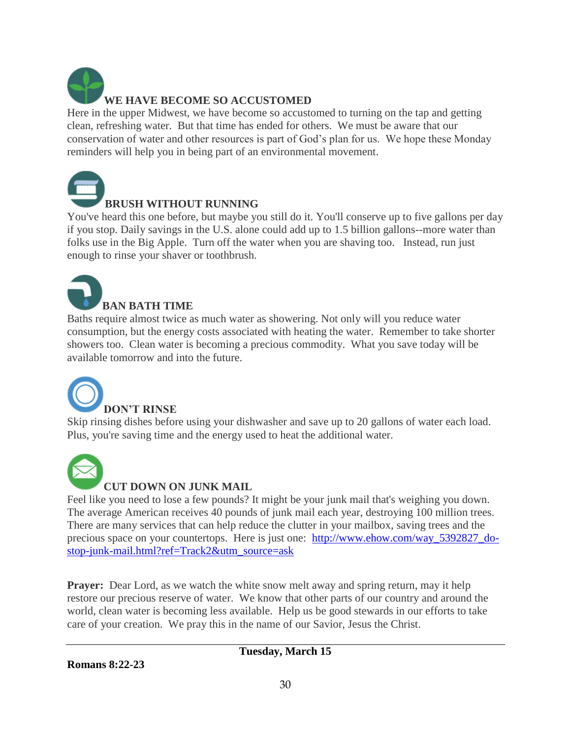**WE HAVE BECOME SO ACCUSTOMED**

Here in the upper Midwest, we have become so accustomed to turning on the tap and getting clean, refreshing water. But that time has ended for others. We must be aware that our conservation of water and other resources is part of God's plan for us. We hope these Monday reminders will help you in being part of an environmental movement.

**BRUSH WITHOUT RUNNING**

You've heard this one before, but maybe you still do it. You'll conserve up to five gallons per day if you stop. Daily savings in the U.S. alone could add up to 1.5 billion gallons--more water than folks use in the Big Apple. Turn off the water when you are shaving too. Instead, run just enough to rinse your shaver or toothbrush.

**BAN BATH TIME**

Baths require almost twice as much water as showering. Not only will you reduce water consumption, but the energy costs associated with heating the water. Remember to take shorter showers too. Clean water is becoming a precious commodity. What you save today will be available tomorrow and into the future.

**DON'T RINSE**

Skip rinsing dishes before using your dishwasher and save up to 20 gallons of water each load. Plus, you're saving time and the energy used to heat the additional water.

**CUT DOWN ON JUNK MAIL**

Feel like you need to lose a few pounds? It might be your junk mail that's weighing you down. The average American receives 40 pounds of junk mail each year, destroying 100 million trees. There are many services that can help reduce the clutter in your mailbox, saving trees and the precious space on your countertops. Here is just one: [http://www.ehow.com/way_5392827_do-stop-junk-mail.html?ref=Track2&utm_source=ask](http://www.ehow.com/way_5392827_do-stop-junk-mail.html?ref=Track2&utm_source=ask)

**Prayer:** Dear Lord, as we watch the white snow melt away and spring return, may it help restore our precious reserve of water. We know that other parts of our country and around the world, clean water is becoming less available. Help us be good stewards in our efforts to take care of your creation. We pray this in the name of our Savior, Jesus the Christ.

---

**Tuesday, March 15**

**Romans 8:22-23**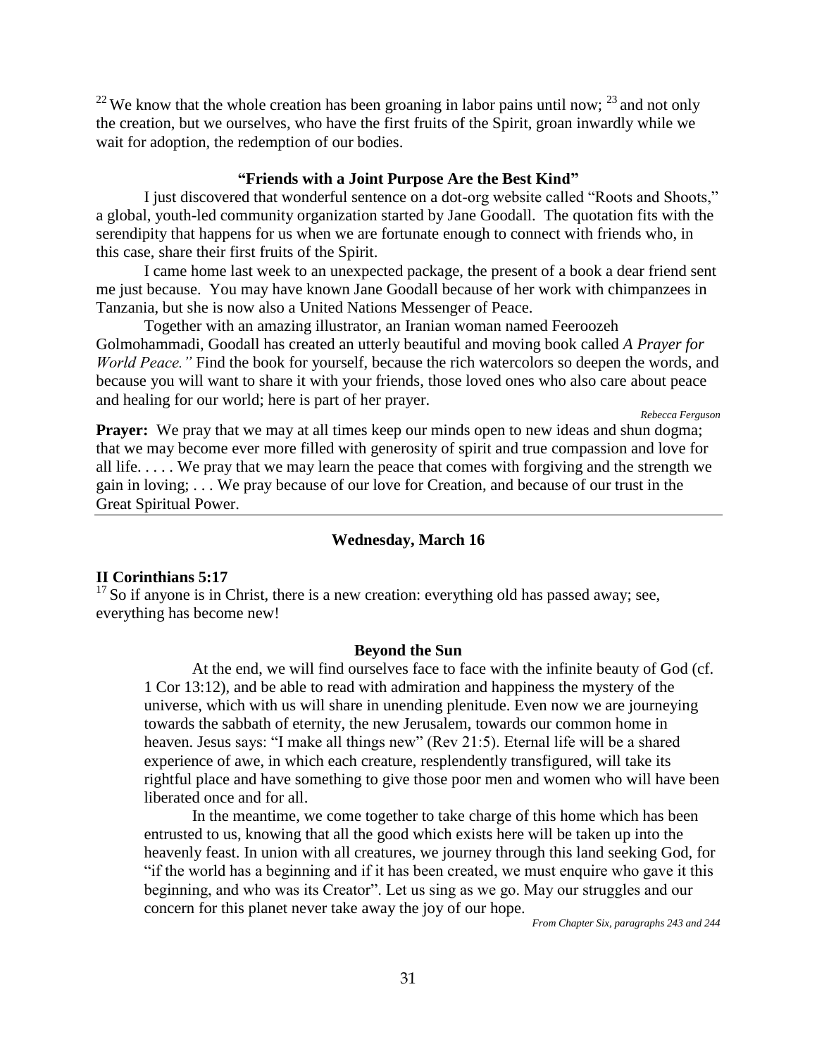[22] We know that the whole creation has been groaning in labor pains until now; [23] and not only the creation, but we ourselves, who have the first fruits of the Spirit, groan inwardly while we wait for adoption, the redemption of our bodies.

### "Friends with a Joint Purpose Are the Best Kind"

I just discovered that wonderful sentence on a dot-org website called "Roots and Shoots," a global, youth-led community organization started by Jane Goodall. The quotation fits with the serendipity that happens for us when we are fortunate enough to connect with friends who, in this case, share their first fruits of the Spirit.

I came home last week to an unexpected package, the present of a book a dear friend sent me just because. You may have known Jane Goodall because of her work with chimpanzees in Tanzania, but she is now also a United Nations Messenger of Peace.

Together with an amazing illustrator, an Iranian woman named Feeroozeh Golmohammadi, Goodall has created an utterly beautiful and moving book called *A Prayer for World Peace."* Find the book for yourself, because the rich watercolors so deepen the words, and because you will want to share it with your friends, those loved ones who also care about peace and healing for our world; here is part of her prayer.

*Rebecca Ferguson*

**Prayer:** We pray that we may at all times keep our minds open to new ideas and shun dogma; that we may become ever more filled with generosity of spirit and true compassion and love for all life. . . . . We pray that we may learn the peace that comes with forgiving and the strength we gain in loving; . . . We pray because of our love for Creation, and because of our trust in the Great Spiritual Power.

---

## Wednesday, March 16

**II Corinthians 5:17**

[17] So if anyone is in Christ, there is a new creation: everything old has passed away; see, everything has become new!

### Beyond the Sun

At the end, we will find ourselves face to face with the infinite beauty of God (cf. 1 Cor 13:12), and be able to read with admiration and happiness the mystery of the universe, which with us will share in unending plenitude. Even now we are journeying towards the sabbath of eternity, the new Jerusalem, towards our common home in heaven. Jesus says: "I make all things new" (Rev 21:5). Eternal life will be a shared experience of awe, in which each creature, resplendently transfigured, will take its rightful place and have something to give those poor men and women who will have been liberated once and for all.

In the meantime, we come together to take charge of this home which has been entrusted to us, knowing that all the good which exists here will be taken up into the heavenly feast. In union with all creatures, we journey through this land seeking God, for "if the world has a beginning and if it has been created, we must enquire who gave it this beginning, and who was its Creator". Let us sing as we go. May our struggles and our concern for this planet never take away the joy of our hope.

*From Chapter Six, paragraphs 243 and 244*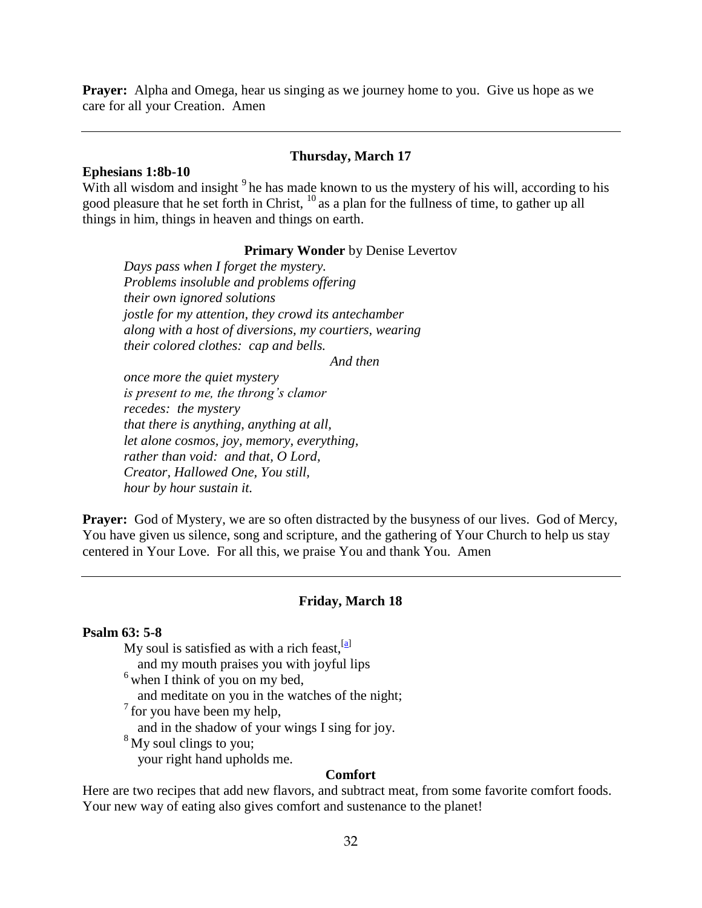**Prayer:** Alpha and Omega, hear us singing as we journey home to you. Give us hope as we care for all your Creation. Amen

---

### Thursday, March 17

**Ephesians 1:8b-10**

With all wisdom and insight [9] he has made known to us the mystery of his will, according to his good pleasure that he set forth in Christ, [10] as a plan for the fullness of time, to gather up all things in him, things in heaven and things on earth.

**Primary Wonder** by Denise Levertov

*Days pass when I forget the mystery.*
*Problems insoluble and problems offering*
*their own ignored solutions*
*jostle for my attention, they crowd its antechamber*
*along with a host of diversions, my courtiers, wearing*
*their colored clothes: cap and bells.*
*And then*
*once more the quiet mystery*
*is present to me, the throng's clamor*
*recedes: the mystery*
*that there is anything, anything at all,*
*let alone cosmos, joy, memory, everything,*
*rather than void: and that, O Lord,*
*Creator, Hallowed One, You still,*
*hour by hour sustain it.*

**Prayer:** God of Mystery, we are so often distracted by the busyness of our lives. God of Mercy, You have given us silence, song and scripture, and the gathering of Your Church to help us stay centered in Your Love. For all this, we praise You and thank You. Amen

---

### Friday, March 18

**Psalm 63: 5-8**

My soul is satisfied as with a rich feast,[a]
  and my mouth praises you with joyful lips
[6] when I think of you on my bed,
  and meditate on you in the watches of the night;
[7] for you have been my help,
  and in the shadow of your wings I sing for joy.
[8] My soul clings to you;
  your right hand upholds me.

**Comfort**

Here are two recipes that add new flavors, and subtract meat, from some favorite comfort foods. Your new way of eating also gives comfort and sustenance to the planet!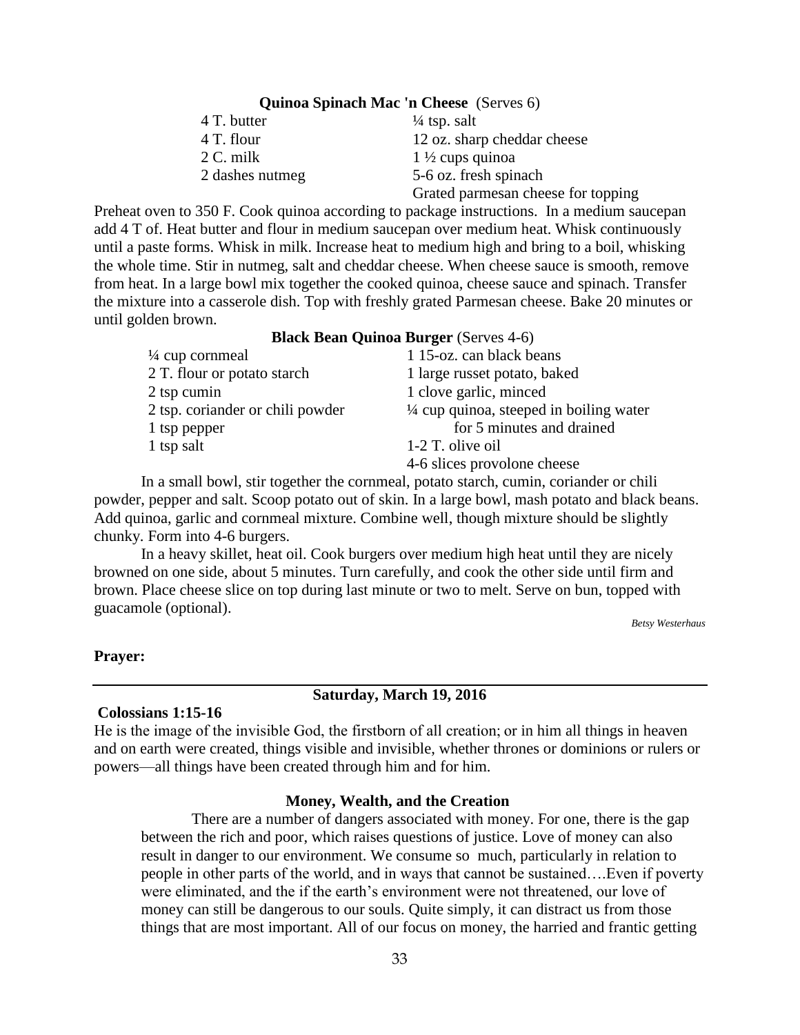**Quinoa Spinach Mac 'n Cheese** (Serves 6)

| | |
|---|---|
| 4 T. butter | ¼ tsp. salt |
| 4 T. flour | 12 oz. sharp cheddar cheese |
| 2 C. milk | 1 ½ cups quinoa |
| 2 dashes nutmeg | 5-6 oz. fresh spinach |
| | Grated parmesan cheese for topping |

Preheat oven to 350 F. Cook quinoa according to package instructions. In a medium saucepan add 4 T of. Heat butter and flour in medium saucepan over medium heat. Whisk continuously until a paste forms. Whisk in milk. Increase heat to medium high and bring to a boil, whisking the whole time. Stir in nutmeg, salt and cheddar cheese. When cheese sauce is smooth, remove from heat. In a large bowl mix together the cooked quinoa, cheese sauce and spinach. Transfer the mixture into a casserole dish. Top with freshly grated Parmesan cheese. Bake 20 minutes or until golden brown.

**Black Bean Quinoa Burger** (Serves 4-6)

| | |
|---|---|
| ¼ cup cornmeal | 1 15-oz. can black beans |
| 2 T. flour or potato starch | 1 large russet potato, baked |
| 2 tsp cumin | 1 clove garlic, minced |
| 2 tsp. coriander or chili powder | ¼ cup quinoa, steeped in boiling water for 5 minutes and drained |
| 1 tsp pepper | 1-2 T. olive oil |
| 1 tsp salt | 4-6 slices provolone cheese |

In a small bowl, stir together the cornmeal, potato starch, cumin, coriander or chili powder, pepper and salt. Scoop potato out of skin. In a large bowl, mash potato and black beans. Add quinoa, garlic and cornmeal mixture. Combine well, though mixture should be slightly chunky. Form into 4-6 burgers.

In a heavy skillet, heat oil. Cook burgers over medium high heat until they are nicely browned on one side, about 5 minutes. Turn carefully, and cook the other side until firm and brown. Place cheese slice on top during last minute or two to melt. Serve on bun, topped with guacamole (optional).

*Betsy Westerhaus*

**Prayer:**

---

**Saturday, March 19, 2016**

**Colossians 1:15-16**

He is the image of the invisible God, the firstborn of all creation; or in him all things in heaven and on earth were created, things visible and invisible, whether thrones or dominions or rulers or powers—all things have been created through him and for him.

**Money, Wealth, and the Creation**

There are a number of dangers associated with money. For one, there is the gap between the rich and poor, which raises questions of justice. Love of money can also result in danger to our environment. We consume so much, particularly in relation to people in other parts of the world, and in ways that cannot be sustained….Even if poverty were eliminated, and the if the earth's environment were not threatened, our love of money can still be dangerous to our souls. Quite simply, it can distract us from those things that are most important. All of our focus on money, the harried and frantic getting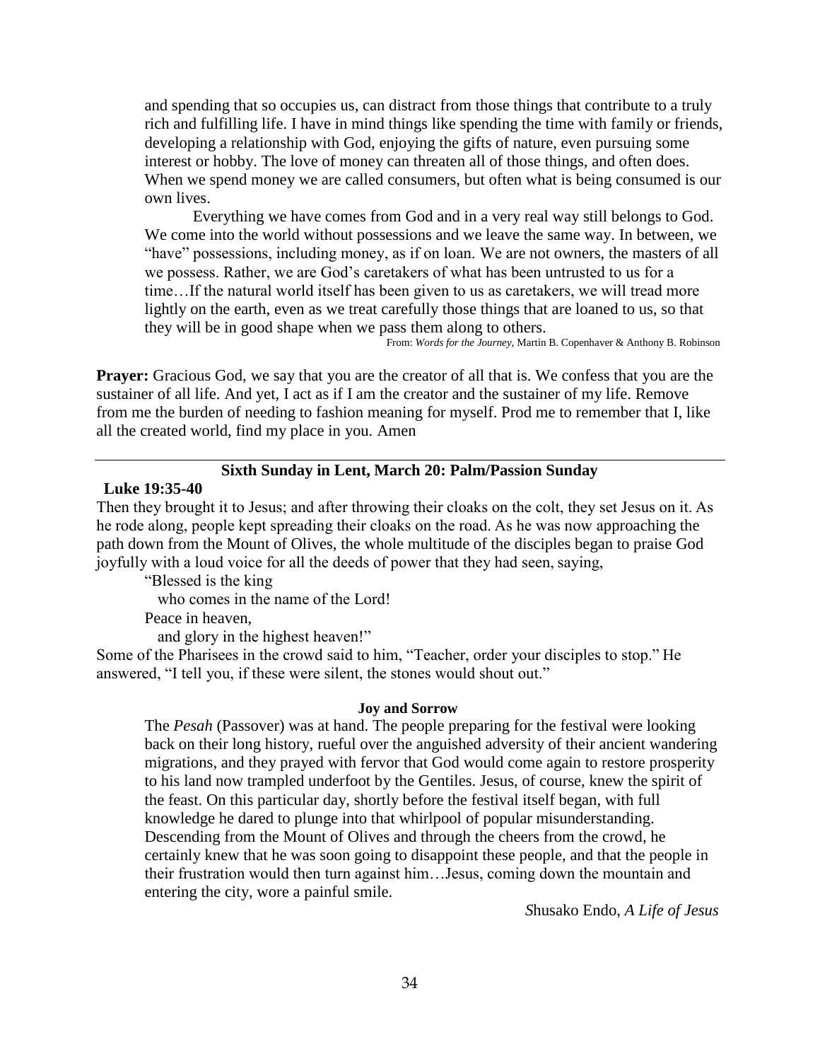and spending that so occupies us, can distract from those things that contribute to a truly rich and fulfilling life. I have in mind things like spending the time with family or friends, developing a relationship with God, enjoying the gifts of nature, even pursuing some interest or hobby. The love of money can threaten all of those things, and often does. When we spend money we are called consumers, but often what is being consumed is our own lives.

Everything we have comes from God and in a very real way still belongs to God. We come into the world without possessions and we leave the same way. In between, we "have" possessions, including money, as if on loan. We are not owners, the masters of all we possess. Rather, we are God's caretakers of what has been untrusted to us for a time…If the natural world itself has been given to us as caretakers, we will tread more lightly on the earth, even as we treat carefully those things that are loaned to us, so that they will be in good shape when we pass them along to others.

From: *Words for the Journey,* Martin B. Copenhaver & Anthony B. Robinson

**Prayer:** Gracious God, we say that you are the creator of all that is. We confess that you are the sustainer of all life. And yet, I act as if I am the creator and the sustainer of my life. Remove from me the burden of needing to fashion meaning for myself. Prod me to remember that I, like all the created world, find my place in you. Amen

---

## Sixth Sunday in Lent, March 20: Palm/Passion Sunday

**Luke 19:35-40**

Then they brought it to Jesus; and after throwing their cloaks on the colt, they set Jesus on it. As he rode along, people kept spreading their cloaks on the road. As he was now approaching the path down from the Mount of Olives, the whole multitude of the disciples began to praise God joyfully with a loud voice for all the deeds of power that they had seen, saying,

"Blessed is the king
who comes in the name of the Lord!
Peace in heaven,
and glory in the highest heaven!"

Some of the Pharisees in the crowd said to him, "Teacher, order your disciples to stop." He answered, "I tell you, if these were silent, the stones would shout out."

### Joy and Sorrow

The *Pesah* (Passover) was at hand. The people preparing for the festival were looking back on their long history, rueful over the anguished adversity of their ancient wandering migrations, and they prayed with fervor that God would come again to restore prosperity to his land now trampled underfoot by the Gentiles. Jesus, of course, knew the spirit of the feast. On this particular day, shortly before the festival itself began, with full knowledge he dared to plunge into that whirlpool of popular misunderstanding. Descending from the Mount of Olives and through the cheers from the crowd, he certainly knew that he was soon going to disappoint these people, and that the people in their frustration would then turn against him…Jesus, coming down the mountain and entering the city, wore a painful smile.

*S*husako Endo, *A Life of Jesus*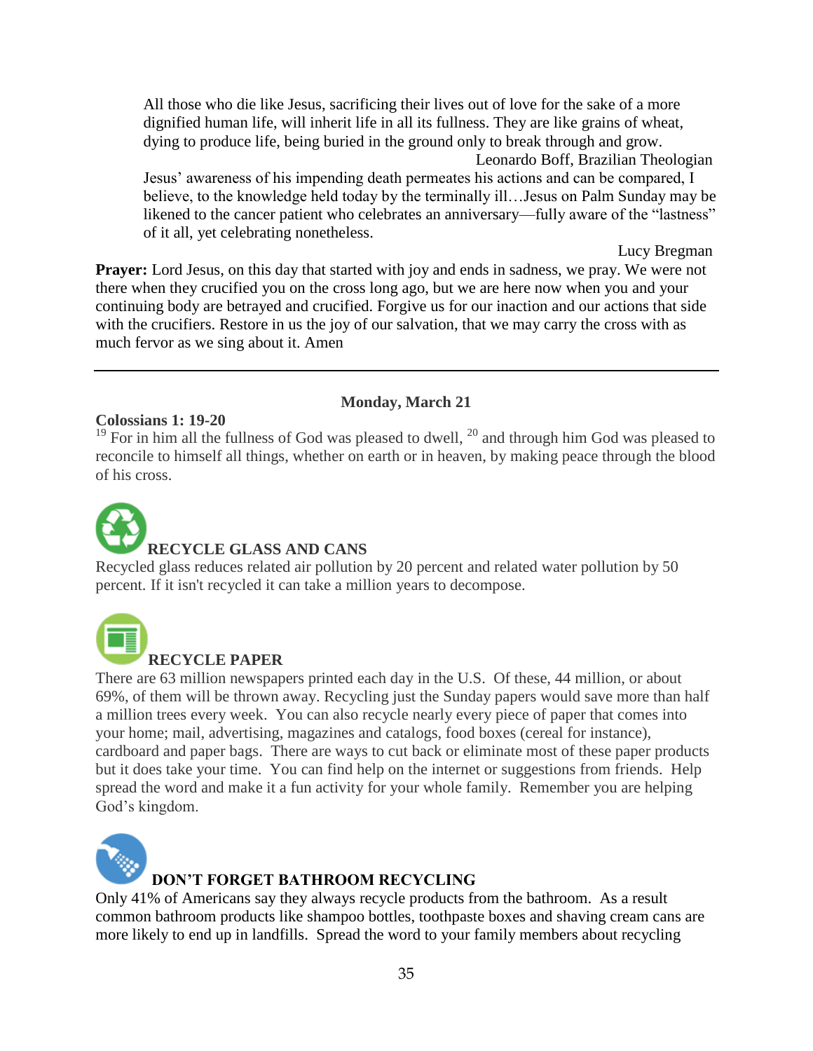> All those who die like Jesus, sacrificing their lives out of love for the sake of a more dignified human life, will inherit life in all its fullness. They are like grains of wheat, dying to produce life, being buried in the ground only to break through and grow.
>
> Leonardo Boff, Brazilian Theologian

> Jesus' awareness of his impending death permeates his actions and can be compared, I believe, to the knowledge held today by the terminally ill…Jesus on Palm Sunday may be likened to the cancer patient who celebrates an anniversary—fully aware of the "lastness" of it all, yet celebrating nonetheless.
>
> Lucy Bregman

**Prayer:** Lord Jesus, on this day that started with joy and ends in sadness, we pray. We were not there when they crucified you on the cross long ago, but we are here now when you and your continuing body are betrayed and crucified. Forgive us for our inaction and our actions that side with the crucifiers. Restore in us the joy of our salvation, that we may carry the cross with as much fervor as we sing about it. Amen

---

## Monday, March 21

**Colossians 1: 19-20**

[19] For in him all the fullness of God was pleased to dwell, [20] and through him God was pleased to reconcile to himself all things, whether on earth or in heaven, by making peace through the blood of his cross.

### RECYCLE GLASS AND CANS

Recycled glass reduces related air pollution by 20 percent and related water pollution by 50 percent. If it isn't recycled it can take a million years to decompose.

### RECYCLE PAPER

There are 63 million newspapers printed each day in the U.S. Of these, 44 million, or about 69%, of them will be thrown away. Recycling just the Sunday papers would save more than half a million trees every week. You can also recycle nearly every piece of paper that comes into your home; mail, advertising, magazines and catalogs, food boxes (cereal for instance), cardboard and paper bags. There are ways to cut back or eliminate most of these paper products but it does take your time. You can find help on the internet or suggestions from friends. Help spread the word and make it a fun activity for your whole family. Remember you are helping God's kingdom.

### DON'T FORGET BATHROOM RECYCLING

Only 41% of Americans say they always recycle products from the bathroom. As a result common bathroom products like shampoo bottles, toothpaste boxes and shaving cream cans are more likely to end up in landfills. Spread the word to your family members about recycling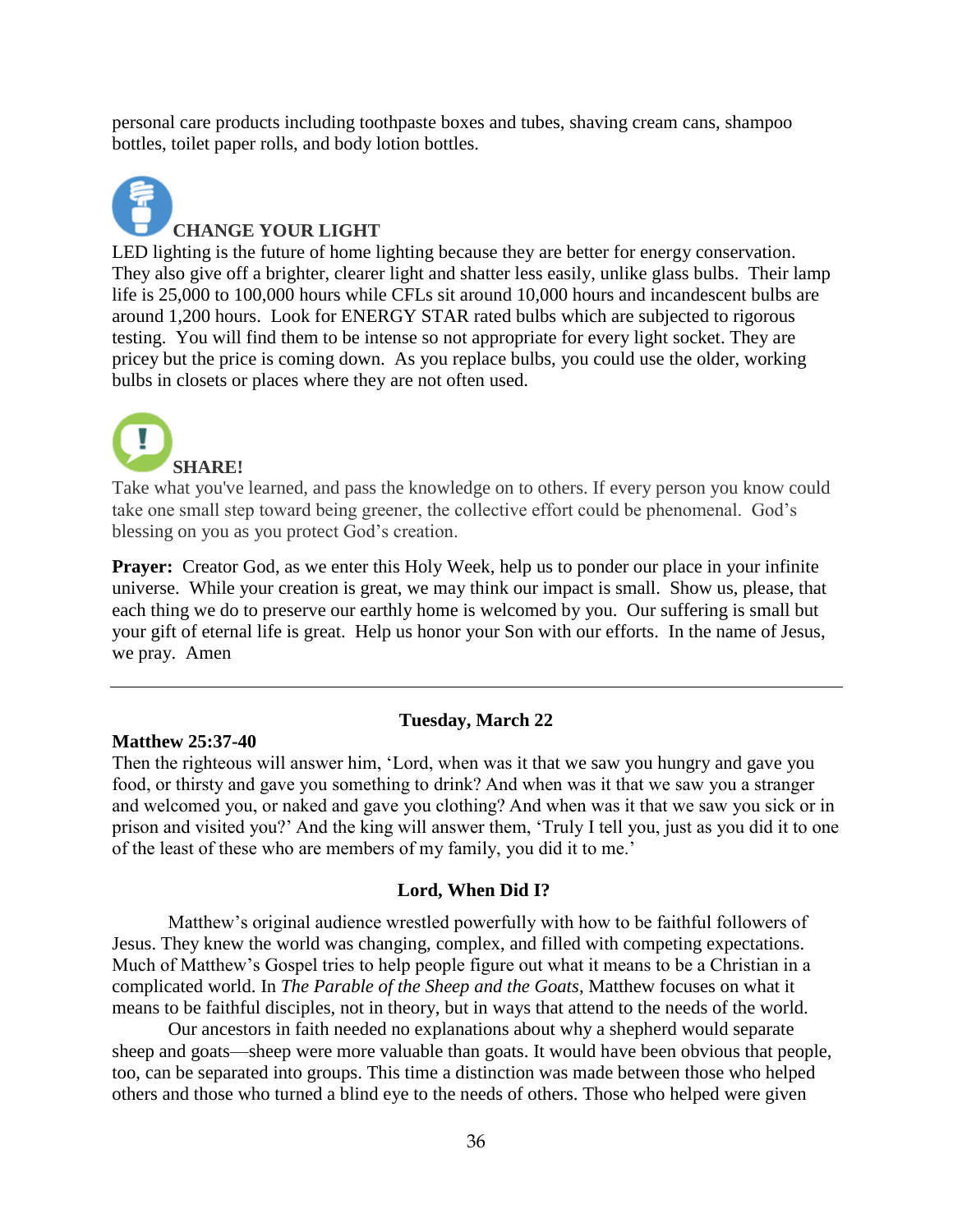personal care products including toothpaste boxes and tubes, shaving cream cans, shampoo bottles, toilet paper rolls, and body lotion bottles.

### CHANGE YOUR LIGHT

LED lighting is the future of home lighting because they are better for energy conservation. They also give off a brighter, clearer light and shatter less easily, unlike glass bulbs. Their lamp life is 25,000 to 100,000 hours while CFLs sit around 10,000 hours and incandescent bulbs are around 1,200 hours. Look for ENERGY STAR rated bulbs which are subjected to rigorous testing. You will find them to be intense so not appropriate for every light socket. They are pricey but the price is coming down. As you replace bulbs, you could use the older, working bulbs in closets or places where they are not often used.

### SHARE!

Take what you've learned, and pass the knowledge on to others. If every person you know could take one small step toward being greener, the collective effort could be phenomenal. God's blessing on you as you protect God's creation.

**Prayer:** Creator God, as we enter this Holy Week, help us to ponder our place in your infinite universe. While your creation is great, we may think our impact is small. Show us, please, that each thing we do to preserve our earthly home is welcomed by you. Our suffering is small but your gift of eternal life is great. Help us honor your Son with our efforts. In the name of Jesus, we pray. Amen

---

## Tuesday, March 22

**Matthew 25:37-40**

Then the righteous will answer him, 'Lord, when was it that we saw you hungry and gave you food, or thirsty and gave you something to drink? And when was it that we saw you a stranger and welcomed you, or naked and gave you clothing? And when was it that we saw you sick or in prison and visited you?' And the king will answer them, 'Truly I tell you, just as you did it to one of the least of these who are members of my family, you did it to me.'

### Lord, When Did I?

Matthew's original audience wrestled powerfully with how to be faithful followers of Jesus. They knew the world was changing, complex, and filled with competing expectations. Much of Matthew's Gospel tries to help people figure out what it means to be a Christian in a complicated world. In *The Parable of the Sheep and the Goats*, Matthew focuses on what it means to be faithful disciples, not in theory, but in ways that attend to the needs of the world.

Our ancestors in faith needed no explanations about why a shepherd would separate sheep and goats—sheep were more valuable than goats. It would have been obvious that people, too, can be separated into groups. This time a distinction was made between those who helped others and those who turned a blind eye to the needs of others. Those who helped were given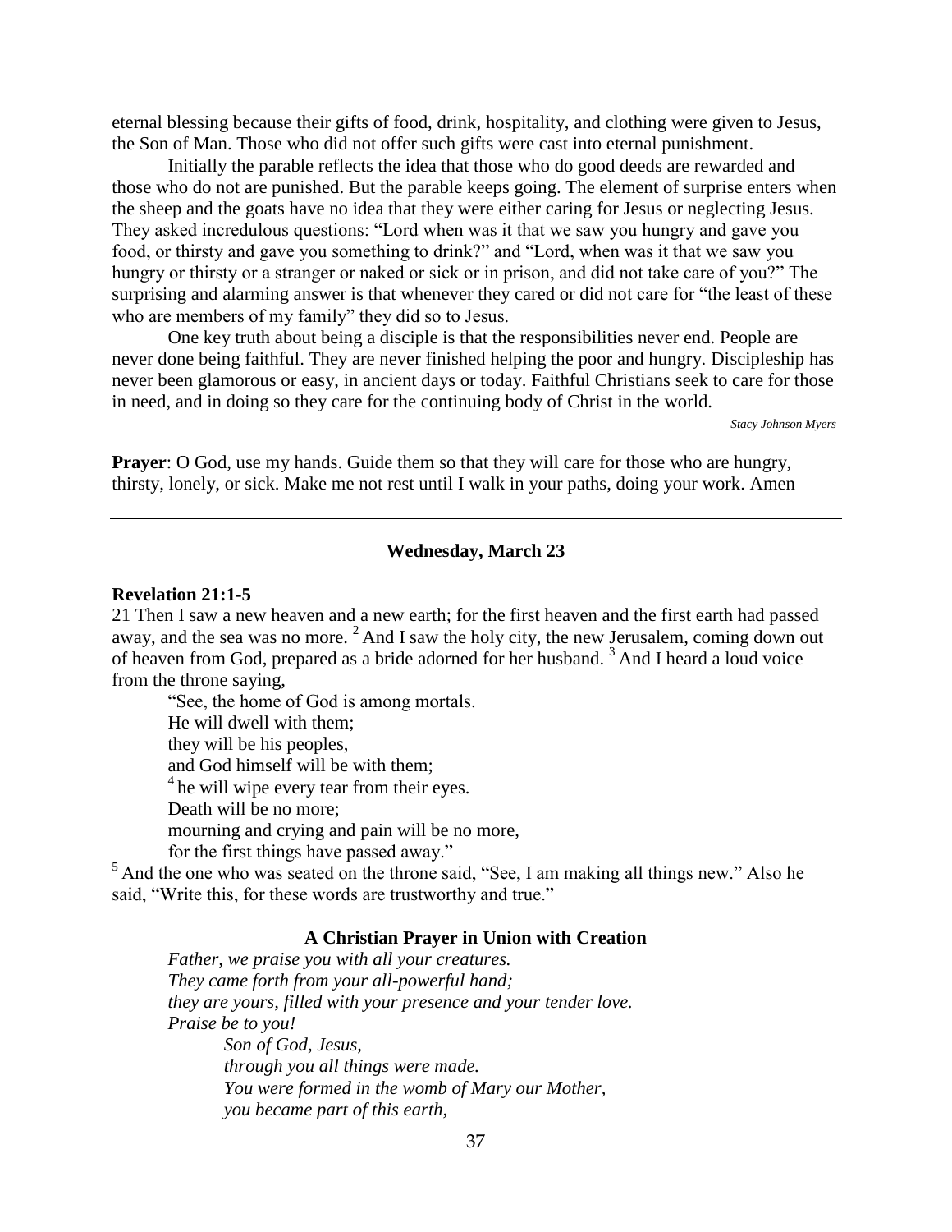eternal blessing because their gifts of food, drink, hospitality, and clothing were given to Jesus, the Son of Man. Those who did not offer such gifts were cast into eternal punishment.

Initially the parable reflects the idea that those who do good deeds are rewarded and those who do not are punished. But the parable keeps going. The element of surprise enters when the sheep and the goats have no idea that they were either caring for Jesus or neglecting Jesus. They asked incredulous questions: "Lord when was it that we saw you hungry and gave you food, or thirsty and gave you something to drink?" and "Lord, when was it that we saw you hungry or thirsty or a stranger or naked or sick or in prison, and did not take care of you?" The surprising and alarming answer is that whenever they cared or did not care for "the least of these who are members of my family" they did so to Jesus.

One key truth about being a disciple is that the responsibilities never end. People are never done being faithful. They are never finished helping the poor and hungry. Discipleship has never been glamorous or easy, in ancient days or today. Faithful Christians seek to care for those in need, and in doing so they care for the continuing body of Christ in the world.

*Stacy Johnson Myers*

**Prayer**: O God, use my hands. Guide them so that they will care for those who are hungry, thirsty, lonely, or sick. Make me not rest until I walk in your paths, doing your work. Amen

---

### Wednesday, March 23

**Revelation 21:1-5**

21 Then I saw a new heaven and a new earth; for the first heaven and the first earth had passed away, and the sea was no more. [2] And I saw the holy city, the new Jerusalem, coming down out of heaven from God, prepared as a bride adorned for her husband. [3] And I heard a loud voice from the throne saying,

"See, the home of God is among mortals.
He will dwell with them;
they will be his peoples,
and God himself will be with them;
[4] he will wipe every tear from their eyes.
Death will be no more;
mourning and crying and pain will be no more,
for the first things have passed away."

[5] And the one who was seated on the throne said, "See, I am making all things new." Also he said, "Write this, for these words are trustworthy and true."

**A Christian Prayer in Union with Creation**

*Father, we praise you with all your creatures.*
*They came forth from your all-powerful hand;*
*they are yours, filled with your presence and your tender love.*
*Praise be to you!*

*Son of God, Jesus,*
*through you all things were made.*
*You were formed in the womb of Mary our Mother,*
*you became part of this earth,*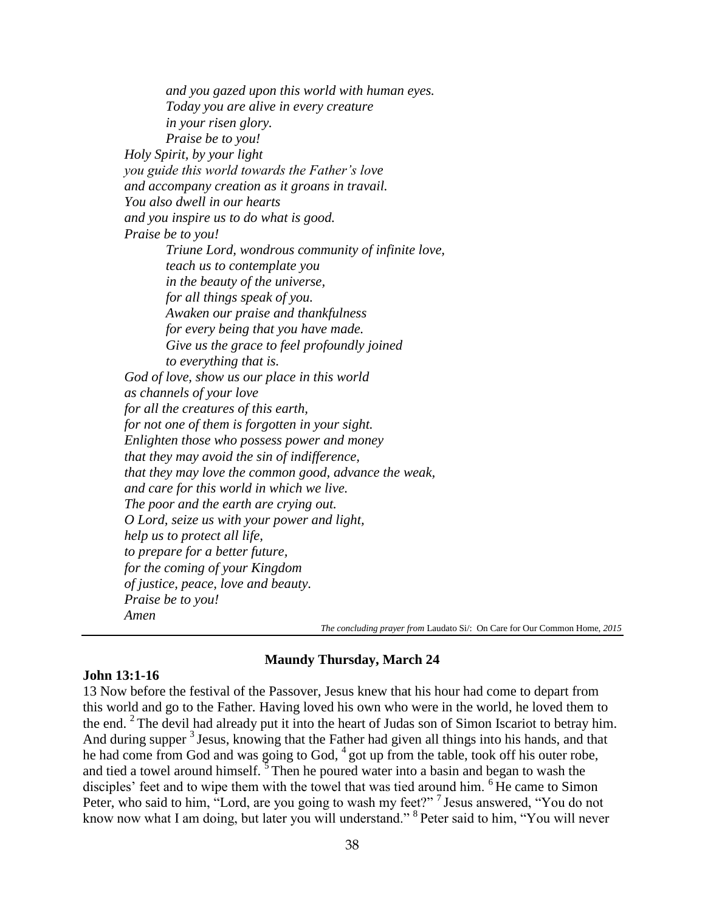*and you gazed upon this world with human eyes.*
*Today you are alive in every creature*
*in your risen glory.*
*Praise be to you!*

*Holy Spirit, by your light*
*you guide this world towards the Father's love*
*and accompany creation as it groans in travail.*
*You also dwell in our hearts*
*and you inspire us to do what is good.*
*Praise be to you!*

*Triune Lord, wondrous community of infinite love,*
*teach us to contemplate you*
*in the beauty of the universe,*
*for all things speak of you.*
*Awaken our praise and thankfulness*
*for every being that you have made.*
*Give us the grace to feel profoundly joined*
*to everything that is.*

*God of love, show us our place in this world*
*as channels of your love*
*for all the creatures of this earth,*
*for not one of them is forgotten in your sight.*
*Enlighten those who possess power and money*
*that they may avoid the sin of indifference,*
*that they may love the common good, advance the weak,*
*and care for this world in which we live.*
*The poor and the earth are crying out.*
*O Lord, seize us with your power and light,*
*help us to protect all life,*
*to prepare for a better future,*
*for the coming of your Kingdom*
*of justice, peace, love and beauty.*
*Praise be to you!*
*Amen*

*The concluding prayer from* Laudato Si/: On Care for Our Common Home, *2015*

---

**Maundy Thursday, March 24**

**John 13:1-16**

13 Now before the festival of the Passover, Jesus knew that his hour had come to depart from this world and go to the Father. Having loved his own who were in the world, he loved them to the end. [2] The devil had already put it into the heart of Judas son of Simon Iscariot to betray him. And during supper [3] Jesus, knowing that the Father had given all things into his hands, and that he had come from God and was going to God, [4] got up from the table, took off his outer robe, and tied a towel around himself. [5] Then he poured water into a basin and began to wash the disciples' feet and to wipe them with the towel that was tied around him. [6] He came to Simon Peter, who said to him, "Lord, are you going to wash my feet?" [7] Jesus answered, "You do not know now what I am doing, but later you will understand." [8] Peter said to him, "You will never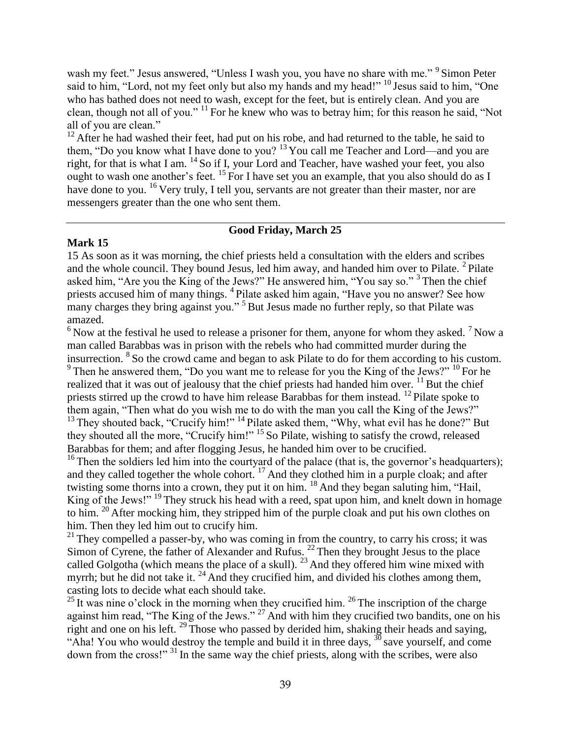wash my feet." Jesus answered, "Unless I wash you, you have no share with me." [9] Simon Peter said to him, "Lord, not my feet only but also my hands and my head!" [10] Jesus said to him, "One who has bathed does not need to wash, except for the feet, but is entirely clean. And you are clean, though not all of you." [11] For he knew who was to betray him; for this reason he said, "Not all of you are clean."

[12] After he had washed their feet, had put on his robe, and had returned to the table, he said to them, "Do you know what I have done to you? [13] You call me Teacher and Lord—and you are right, for that is what I am. [14] So if I, your Lord and Teacher, have washed your feet, you also ought to wash one another's feet. [15] For I have set you an example, that you also should do as I have done to you. [16] Very truly, I tell you, servants are not greater than their master, nor are messengers greater than the one who sent them.

---

## Good Friday, March 25

**Mark 15**

15 As soon as it was morning, the chief priests held a consultation with the elders and scribes and the whole council. They bound Jesus, led him away, and handed him over to Pilate. [2] Pilate asked him, "Are you the King of the Jews?" He answered him, "You say so." [3] Then the chief priests accused him of many things. [4] Pilate asked him again, "Have you no answer? See how many charges they bring against you." [5] But Jesus made no further reply, so that Pilate was amazed.

[6] Now at the festival he used to release a prisoner for them, anyone for whom they asked. [7] Now a man called Barabbas was in prison with the rebels who had committed murder during the insurrection. [8] So the crowd came and began to ask Pilate to do for them according to his custom. [9] Then he answered them, "Do you want me to release for you the King of the Jews?" [10] For he realized that it was out of jealousy that the chief priests had handed him over. [11] But the chief priests stirred up the crowd to have him release Barabbas for them instead. [12] Pilate spoke to them again, "Then what do you wish me to do with the man you call the King of the Jews?" [13] They shouted back, "Crucify him!" [14] Pilate asked them, "Why, what evil has he done?" But they shouted all the more, "Crucify him!" [15] So Pilate, wishing to satisfy the crowd, released Barabbas for them; and after flogging Jesus, he handed him over to be crucified.

[16] Then the soldiers led him into the courtyard of the palace (that is, the governor's headquarters); and they called together the whole cohort. [17] And they clothed him in a purple cloak; and after twisting some thorns into a crown, they put it on him. [18] And they began saluting him, "Hail, King of the Jews!" [19] They struck his head with a reed, spat upon him, and knelt down in homage to him. [20] After mocking him, they stripped him of the purple cloak and put his own clothes on him. Then they led him out to crucify him.

[21] They compelled a passer-by, who was coming in from the country, to carry his cross; it was Simon of Cyrene, the father of Alexander and Rufus. [22] Then they brought Jesus to the place called Golgotha (which means the place of a skull). [23] And they offered him wine mixed with myrrh; but he did not take it. [24] And they crucified him, and divided his clothes among them, casting lots to decide what each should take.

[25] It was nine o'clock in the morning when they crucified him. [26] The inscription of the charge against him read, "The King of the Jews." [27] And with him they crucified two bandits, one on his right and one on his left. [29] Those who passed by derided him, shaking their heads and saying, "Aha! You who would destroy the temple and build it in three days, [30] save yourself, and come down from the cross!" [31] In the same way the chief priests, along with the scribes, were also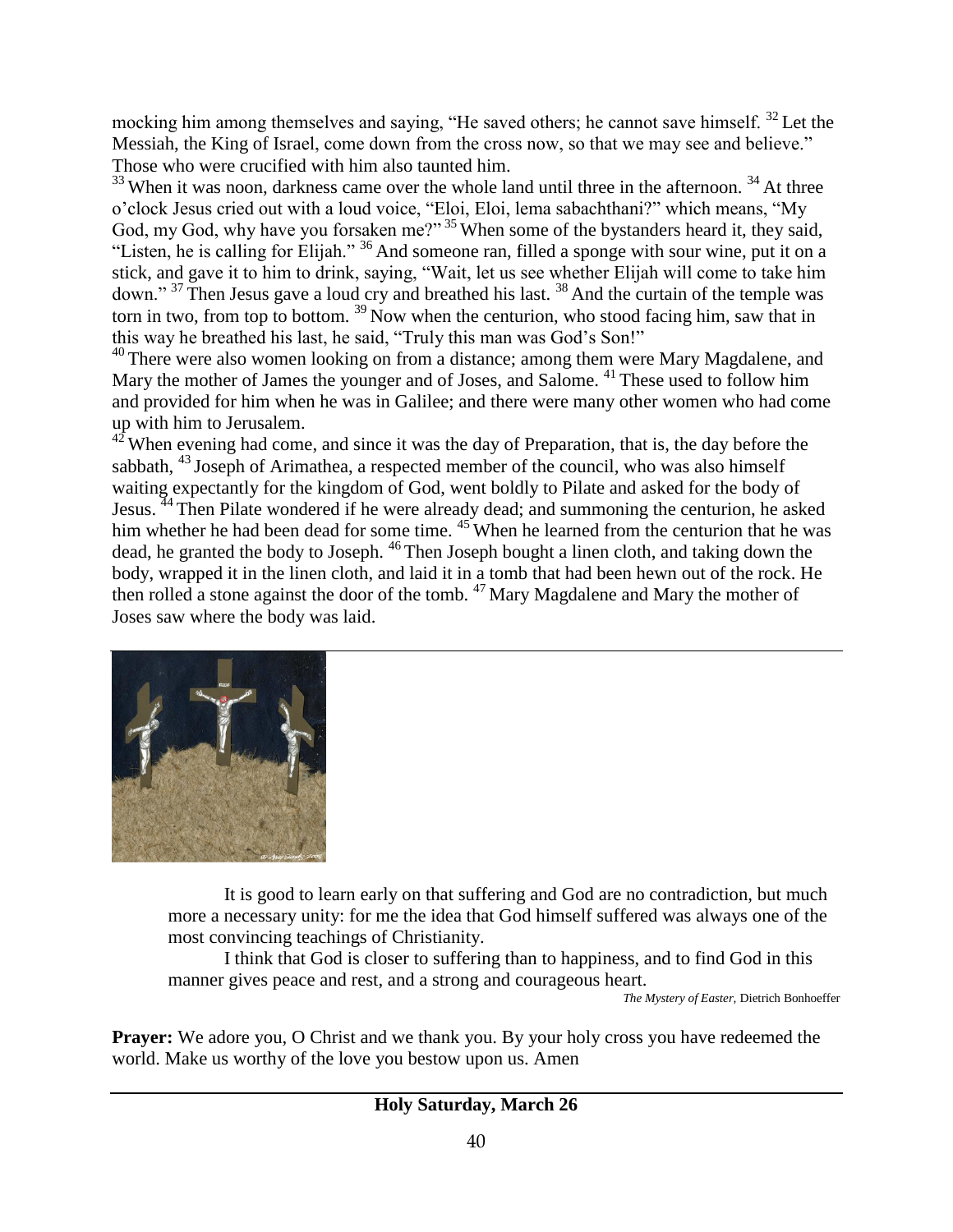mocking him among themselves and saying, "He saved others; he cannot save himself. [32] Let the Messiah, the King of Israel, come down from the cross now, so that we may see and believe." Those who were crucified with him also taunted him.

[33] When it was noon, darkness came over the whole land until three in the afternoon. [34] At three o'clock Jesus cried out with a loud voice, "Eloi, Eloi, lema sabachthani?" which means, "My God, my God, why have you forsaken me?" [35] When some of the bystanders heard it, they said, "Listen, he is calling for Elijah." [36] And someone ran, filled a sponge with sour wine, put it on a stick, and gave it to him to drink, saying, "Wait, let us see whether Elijah will come to take him down." [37] Then Jesus gave a loud cry and breathed his last. [38] And the curtain of the temple was torn in two, from top to bottom. [39] Now when the centurion, who stood facing him, saw that in this way he breathed his last, he said, "Truly this man was God's Son!"

[40] There were also women looking on from a distance; among them were Mary Magdalene, and Mary the mother of James the younger and of Joses, and Salome. [41] These used to follow him and provided for him when he was in Galilee; and there were many other women who had come up with him to Jerusalem.

[42] When evening had come, and since it was the day of Preparation, that is, the day before the sabbath, [43] Joseph of Arimathea, a respected member of the council, who was also himself waiting expectantly for the kingdom of God, went boldly to Pilate and asked for the body of Jesus. [44] Then Pilate wondered if he were already dead; and summoning the centurion, he asked him whether he had been dead for some time. [45] When he learned from the centurion that he was dead, he granted the body to Joseph. [46] Then Joseph bought a linen cloth, and taking down the body, wrapped it in the linen cloth, and laid it in a tomb that had been hewn out of the rock. He then rolled a stone against the door of the tomb. [47] Mary Magdalene and Mary the mother of Joses saw where the body was laid.

---

It is good to learn early on that suffering and God are no contradiction, but much more a necessary unity: for me the idea that God himself suffered was always one of the most convincing teachings of Christianity.

I think that God is closer to suffering than to happiness, and to find God in this manner gives peace and rest, and a strong and courageous heart.

*The Mystery of Easter,* Dietrich Bonhoeffer

**Prayer:** We adore you, O Christ and we thank you. By your holy cross you have redeemed the world. Make us worthy of the love you bestow upon us. Amen

---

## Holy Saturday, March 26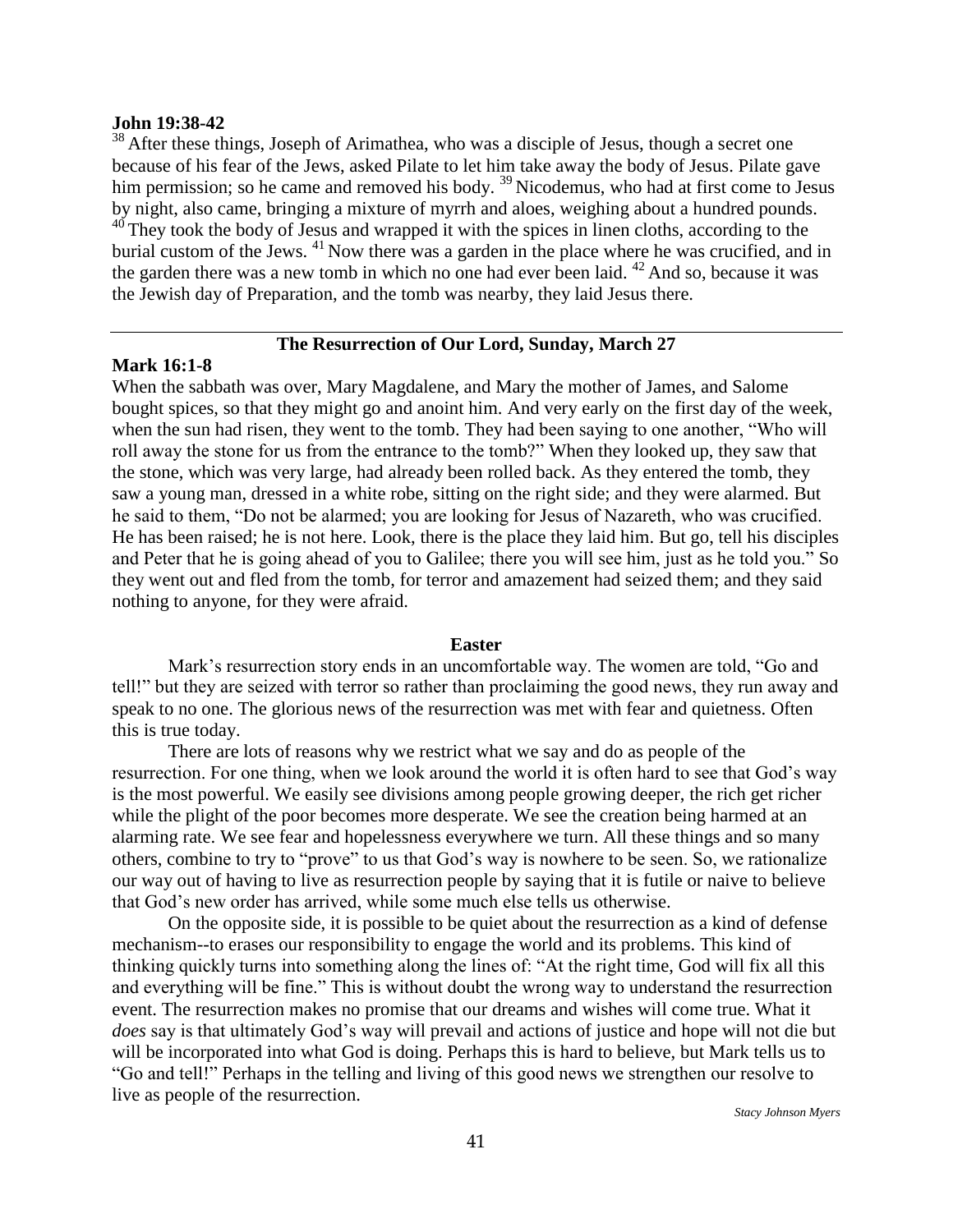**John 19:38-42**

[38] After these things, Joseph of Arimathea, who was a disciple of Jesus, though a secret one because of his fear of the Jews, asked Pilate to let him take away the body of Jesus. Pilate gave him permission; so he came and removed his body. [39] Nicodemus, who had at first come to Jesus by night, also came, bringing a mixture of myrrh and aloes, weighing about a hundred pounds. [40] They took the body of Jesus and wrapped it with the spices in linen cloths, according to the burial custom of the Jews. [41] Now there was a garden in the place where he was crucified, and in the garden there was a new tomb in which no one had ever been laid. [42] And so, because it was the Jewish day of Preparation, and the tomb was nearby, they laid Jesus there.

---

## The Resurrection of Our Lord, Sunday, March 27

**Mark 16:1-8**

When the sabbath was over, Mary Magdalene, and Mary the mother of James, and Salome bought spices, so that they might go and anoint him. And very early on the first day of the week, when the sun had risen, they went to the tomb. They had been saying to one another, "Who will roll away the stone for us from the entrance to the tomb?" When they looked up, they saw that the stone, which was very large, had already been rolled back. As they entered the tomb, they saw a young man, dressed in a white robe, sitting on the right side; and they were alarmed. But he said to them, "Do not be alarmed; you are looking for Jesus of Nazareth, who was crucified. He has been raised; he is not here. Look, there is the place they laid him. But go, tell his disciples and Peter that he is going ahead of you to Galilee; there you will see him, just as he told you." So they went out and fled from the tomb, for terror and amazement had seized them; and they said nothing to anyone, for they were afraid.

### Easter

Mark's resurrection story ends in an uncomfortable way. The women are told, "Go and tell!" but they are seized with terror so rather than proclaiming the good news, they run away and speak to no one. The glorious news of the resurrection was met with fear and quietness. Often this is true today.

There are lots of reasons why we restrict what we say and do as people of the resurrection. For one thing, when we look around the world it is often hard to see that God's way is the most powerful. We easily see divisions among people growing deeper, the rich get richer while the plight of the poor becomes more desperate. We see the creation being harmed at an alarming rate. We see fear and hopelessness everywhere we turn. All these things and so many others, combine to try to "prove" to us that God's way is nowhere to be seen. So, we rationalize our way out of having to live as resurrection people by saying that it is futile or naive to believe that God's new order has arrived, while some much else tells us otherwise.

On the opposite side, it is possible to be quiet about the resurrection as a kind of defense mechanism--to erases our responsibility to engage the world and its problems. This kind of thinking quickly turns into something along the lines of: "At the right time, God will fix all this and everything will be fine." This is without doubt the wrong way to understand the resurrection event. The resurrection makes no promise that our dreams and wishes will come true. What it *does* say is that ultimately God's way will prevail and actions of justice and hope will not die but will be incorporated into what God is doing. Perhaps this is hard to believe, but Mark tells us to "Go and tell!" Perhaps in the telling and living of this good news we strengthen our resolve to live as people of the resurrection.

*Stacy Johnson Myers*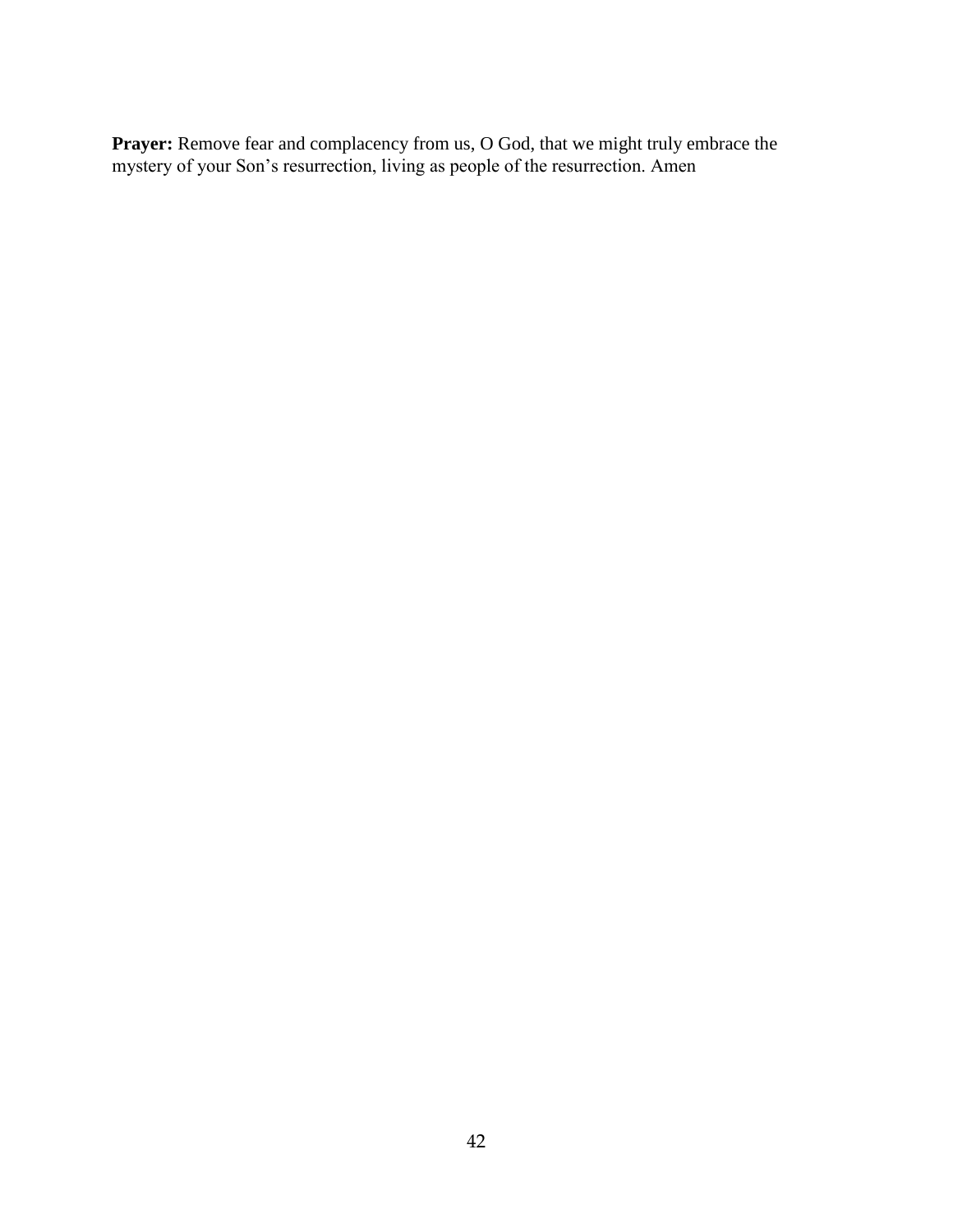**Prayer:** Remove fear and complacency from us, O God, that we might truly embrace the mystery of your Son's resurrection, living as people of the resurrection. Amen